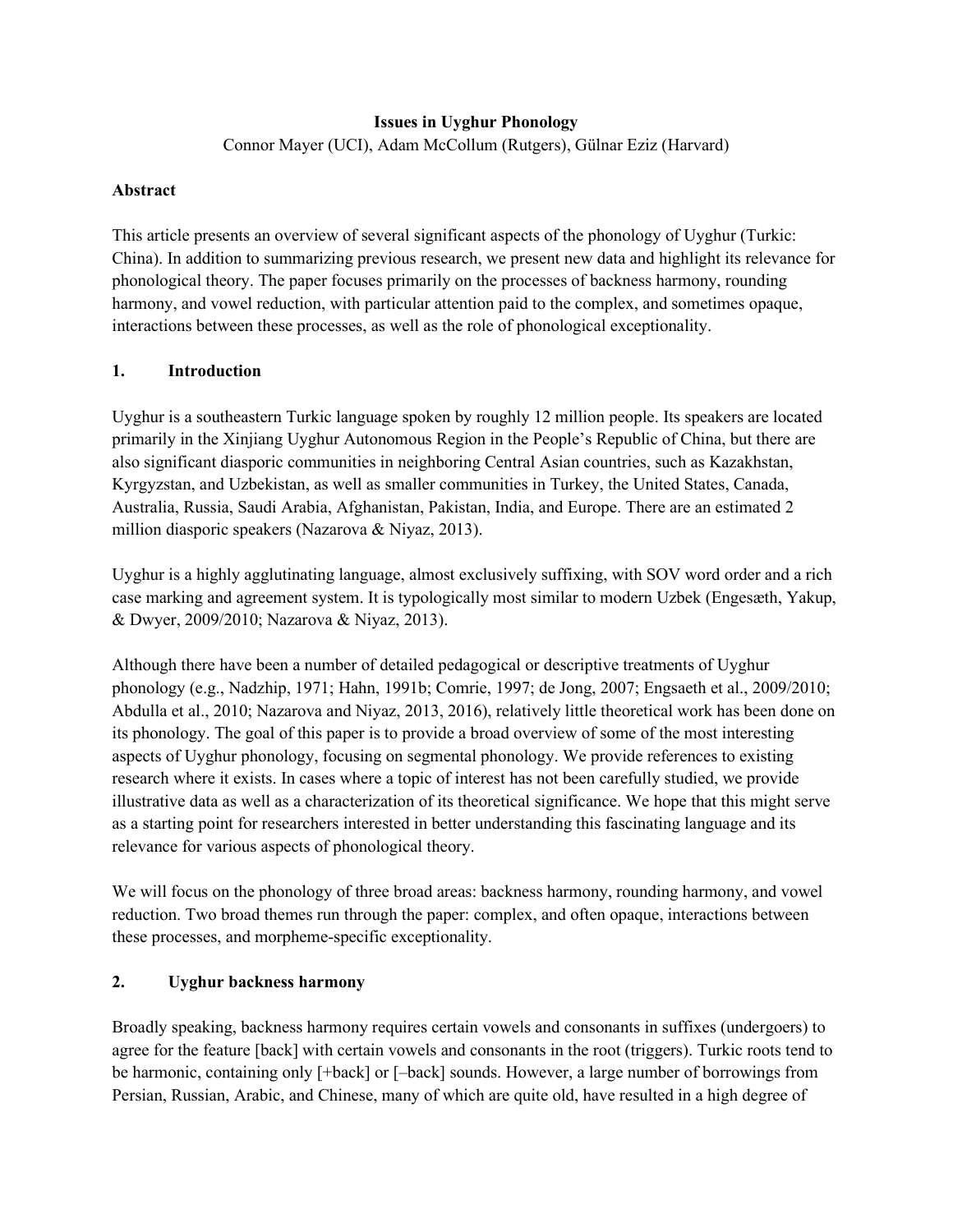# Issues in Uyghur Phonology

Connor Mayer (UCI), Adam McCollum (Rutgers), Gülnar Eziz (Harvard)

**Abstract**

This article presents an overview of several significant aspects of the phonology of Uyghur (Turkic: China). In addition to summarizing previous research, we present new data and highlight its relevance for phonological theory. The paper focuses primarily on the processes of backness harmony, rounding harmony, and vowel reduction, with particular attention paid to the complex, and sometimes opaque, interactions between these processes, as well as the role of phonological exceptionality.

## 1. Introduction

Uyghur is a southeastern Turkic language spoken by roughly 12 million people. Its speakers are located primarily in the Xinjiang Uyghur Autonomous Region in the People's Republic of China, but there are also significant diasporic communities in neighboring Central Asian countries, such as Kazakhstan, Kyrgyzstan, and Uzbekistan, as well as smaller communities in Turkey, the United States, Canada, Australia, Russia, Saudi Arabia, Afghanistan, Pakistan, India, and Europe. There are an estimated 2 million diasporic speakers (Nazarova & Niyaz, 2013).

Uyghur is a highly agglutinating language, almost exclusively suffixing, with SOV word order and a rich case marking and agreement system. It is typologically most similar to modern Uzbek (Engesæth, Yakup, & Dwyer, 2009/2010; Nazarova & Niyaz, 2013).

Although there have been a number of detailed pedagogical or descriptive treatments of Uyghur phonology (e.g., Nadzhip, 1971; Hahn, 1991b; Comrie, 1997; de Jong, 2007; Engsaeth et al., 2009/2010; Abdulla et al., 2010; Nazarova and Niyaz, 2013, 2016), relatively little theoretical work has been done on its phonology. The goal of this paper is to provide a broad overview of some of the most interesting aspects of Uyghur phonology, focusing on segmental phonology. We provide references to existing research where it exists. In cases where a topic of interest has not been carefully studied, we provide illustrative data as well as a characterization of its theoretical significance. We hope that this might serve as a starting point for researchers interested in better understanding this fascinating language and its relevance for various aspects of phonological theory.

We will focus on the phonology of three broad areas: backness harmony, rounding harmony, and vowel reduction. Two broad themes run through the paper: complex, and often opaque, interactions between these processes, and morpheme-specific exceptionality.

## 2. Uyghur backness harmony

Broadly speaking, backness harmony requires certain vowels and consonants in suffixes (undergoers) to agree for the feature [back] with certain vowels and consonants in the root (triggers). Turkic roots tend to be harmonic, containing only [+back] or [–back] sounds. However, a large number of borrowings from Persian, Russian, Arabic, and Chinese, many of which are quite old, have resulted in a high degree of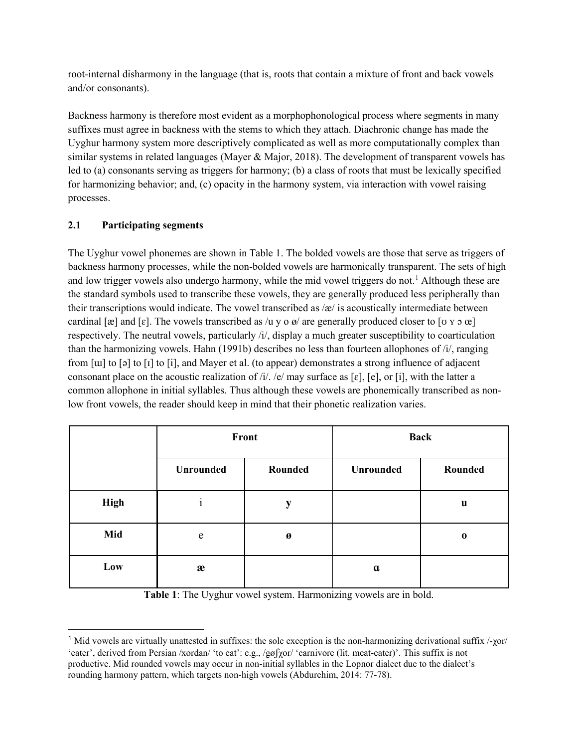root-internal disharmony in the language (that is, roots that contain a mixture of front and back vowels and/or consonants).

Backness harmony is therefore most evident as a morphophonological process where segments in many suffixes must agree in backness with the stems to which they attach. Diachronic change has made the Uyghur harmony system more descriptively complicated as well as more computationally complex than similar systems in related languages (Mayer & Major, 2018). The development of transparent vowels has led to (a) consonants serving as triggers for harmony; (b) a class of roots that must be lexically specified for harmonizing behavior; and, (c) opacity in the harmony system, via interaction with vowel raising processes.

## 2.1 Participating segments

The Uyghur vowel phonemes are shown in Table 1. The bolded vowels are those that serve as triggers of backness harmony processes, while the non-bolded vowels are harmonically transparent. The sets of high and low trigger vowels also undergo harmony, while the mid vowel triggers do not.[1] Although these are the standard symbols used to transcribe these vowels, they are generally produced less peripherally than their transcriptions would indicate. The vowel transcribed as /æ/ is acoustically intermediate between cardinal [æ] and [ɛ]. The vowels transcribed as /u y o ø/ are generally produced closer to [ʊ ʏ ɔ œ] respectively. The neutral vowels, particularly /i/, display a much greater susceptibility to coarticulation than the harmonizing vowels. Hahn (1991b) describes no less than fourteen allophones of /i/, ranging from [ɯ] to [ə] to [ɪ] to [i], and Mayer et al. (to appear) demonstrates a strong influence of adjacent consonant place on the acoustic realization of /i/. /e/ may surface as [ɛ], [e], or [i], with the latter a common allophone in initial syllables. Thus although these vowels are phonemically transcribed as non-low front vowels, the reader should keep in mind that their phonetic realization varies.

| | **Front** | | **Back** | |
|---|---|---|---|---|
| | **Unrounded** | **Rounded** | **Unrounded** | **Rounded** |
| **High** | i | **y** | | **u** |
| **Mid** | e | **ø** | | **o** |
| **Low** | **æ** | | **ɑ** | |

**Table 1**: The Uyghur vowel system. Harmonizing vowels are in bold.

[1] Mid vowels are virtually unattested in suffixes: the sole exception is the non-harmonizing derivational suffix /-χor/ 'eater', derived from Persian /xordan/ 'to eat': e.g., /gøʃχor/ 'carnivore (lit. meat-eater)'. This suffix is not productive. Mid rounded vowels may occur in non-initial syllables in the Lopnor dialect due to the dialect's rounding harmony pattern, which targets non-high vowels (Abdurehim, 2014: 77-78).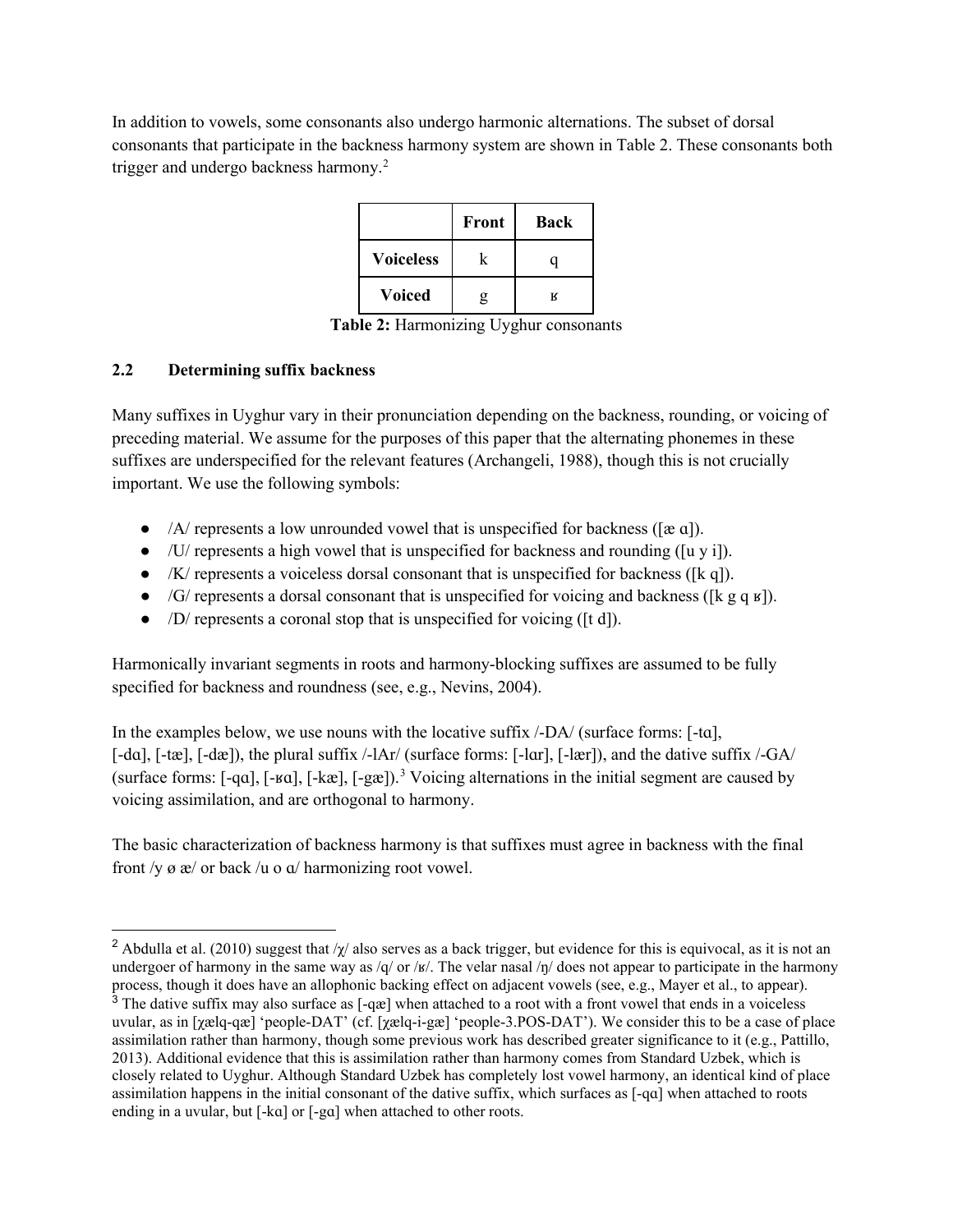In addition to vowels, some consonants also undergo harmonic alternations. The subset of dorsal consonants that participate in the backness harmony system are shown in Table 2. These consonants both trigger and undergo backness harmony.[2]

| | Front | Back |
|---|---|---|
| **Voiceless** | k | q |
| **Voiced** | g | ʁ |

**Table 2:** Harmonizing Uyghur consonants

### 2.2 Determining suffix backness

Many suffixes in Uyghur vary in their pronunciation depending on the backness, rounding, or voicing of preceding material. We assume for the purposes of this paper that the alternating phonemes in these suffixes are underspecified for the relevant features (Archangeli, 1988), though this is not crucially important. We use the following symbols:

- /A/ represents a low unrounded vowel that is unspecified for backness ([æ ɑ]).
- /U/ represents a high vowel that is unspecified for backness and rounding ([u y i]).
- /K/ represents a voiceless dorsal consonant that is unspecified for backness ([k q]).
- /G/ represents a dorsal consonant that is unspecified for voicing and backness ([k g q ʁ]).
- /D/ represents a coronal stop that is unspecified for voicing ([t d]).

Harmonically invariant segments in roots and harmony-blocking suffixes are assumed to be fully specified for backness and roundness (see, e.g., Nevins, 2004).

In the examples below, we use nouns with the locative suffix /-DA/ (surface forms: [-tɑ], [-dɑ], [-tæ], [-dæ]), the plural suffix /-lAr/ (surface forms: [-lɑr], [-lær]), and the dative suffix /-GA/ (surface forms: [-qɑ], [-ʁɑ], [-kæ], [-gæ]).[3] Voicing alternations in the initial segment are caused by voicing assimilation, and are orthogonal to harmony.

The basic characterization of backness harmony is that suffixes must agree in backness with the final front /y ø æ/ or back /u o ɑ/ harmonizing root vowel.

---

[2] Abdulla et al. (2010) suggest that /χ/ also serves as a back trigger, but evidence for this is equivocal, as it is not an undergoer of harmony in the same way as /q/ or /ʁ/. The velar nasal /ŋ/ does not appear to participate in the harmony process, though it does have an allophonic backing effect on adjacent vowels (see, e.g., Mayer et al., to appear).

[3] The dative suffix may also surface as [-qæ] when attached to a root with a front vowel that ends in a voiceless uvular, as in [χælq-qæ] 'people-DAT' (cf. [χælq-i-gæ] 'people-3.POS-DAT'). We consider this to be a case of place assimilation rather than harmony, though some previous work has described greater significance to it (e.g., Pattillo, 2013). Additional evidence that this is assimilation rather than harmony comes from Standard Uzbek, which is closely related to Uyghur. Although Standard Uzbek has completely lost vowel harmony, an identical kind of place assimilation happens in the initial consonant of the dative suffix, which surfaces as [-qɑ] when attached to roots ending in a uvular, but [-kɑ] or [-gɑ] when attached to other roots.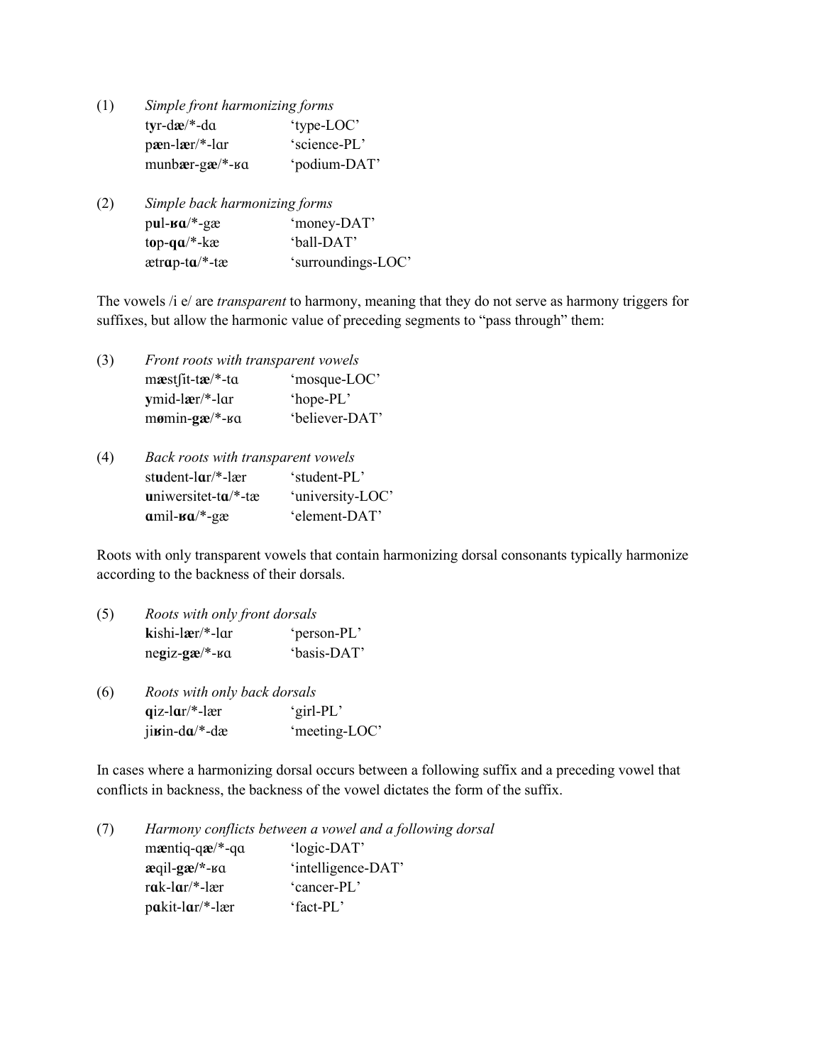(1) *Simple front harmonizing forms*

| | |
|---|---|
| t**y**r-d**æ**/*-dɑ | 'type-LOC' |
| p**æ**n-l**æ**r/*-lɑr | 'science-PL' |
| munb**æ**r-g**æ**/*-ʁɑ | 'podium-DAT' |

(2) *Simple back harmonizing forms*

| | |
|---|---|
| p**u**l-**ʁɑ**/*-gæ | 'money-DAT' |
| t**o**p-**qɑ**/*-kæ | 'ball-DAT' |
| ætr**ɑ**p-t**ɑ**/*-tæ | 'surroundings-LOC' |

The vowels /i e/ are *transparent* to harmony, meaning that they do not serve as harmony triggers for suffixes, but allow the harmonic value of preceding segments to "pass through" them:

(3) *Front roots with transparent vowels*

| | |
|---|---|
| m**æ**stʃit-t**æ**/*-tɑ | 'mosque-LOC' |
| **y**mid-l**æ**r/*-lɑr | 'hope-PL' |
| m**ø**min-**gæ**/*-ʁɑ | 'believer-DAT' |

(4) *Back roots with transparent vowels*

| | |
|---|---|
| st**u**dent-l**ɑ**r/*-lær | 'student-PL' |
| **u**niwersitet-t**ɑ**/*-tæ | 'university-LOC' |
| **ɑ**mil-**ʁɑ**/*-gæ | 'element-DAT' |

Roots with only transparent vowels that contain harmonizing dorsal consonants typically harmonize according to the backness of their dorsals.

(5) *Roots with only front dorsals*

| | |
|---|---|
| **k**ishi-l**æ**r/*-lɑr | 'person-PL' |
| ne**g**iz-**gæ**/*-ʁɑ | 'basis-DAT' |

(6) *Roots with only back dorsals*

| | |
|---|---|
| **q**iz-l**ɑ**r/*-lær | 'girl-PL' |
| ji**ʁ**in-d**ɑ**/*-dæ | 'meeting-LOC' |

In cases where a harmonizing dorsal occurs between a following suffix and a preceding vowel that conflicts in backness, the backness of the vowel dictates the form of the suffix.

(7) *Harmony conflicts between a vowel and a following dorsal*

| | |
|---|---|
| m**æ**ntiq-q**æ**/*-qɑ | 'logic-DAT' |
| **æ**qil-**gæ**/*-ʁɑ | 'intelligence-DAT' |
| r**ɑ**k-l**ɑ**r/*-lær | 'cancer-PL' |
| p**ɑ**kit-l**ɑ**r/*-lær | 'fact-PL' |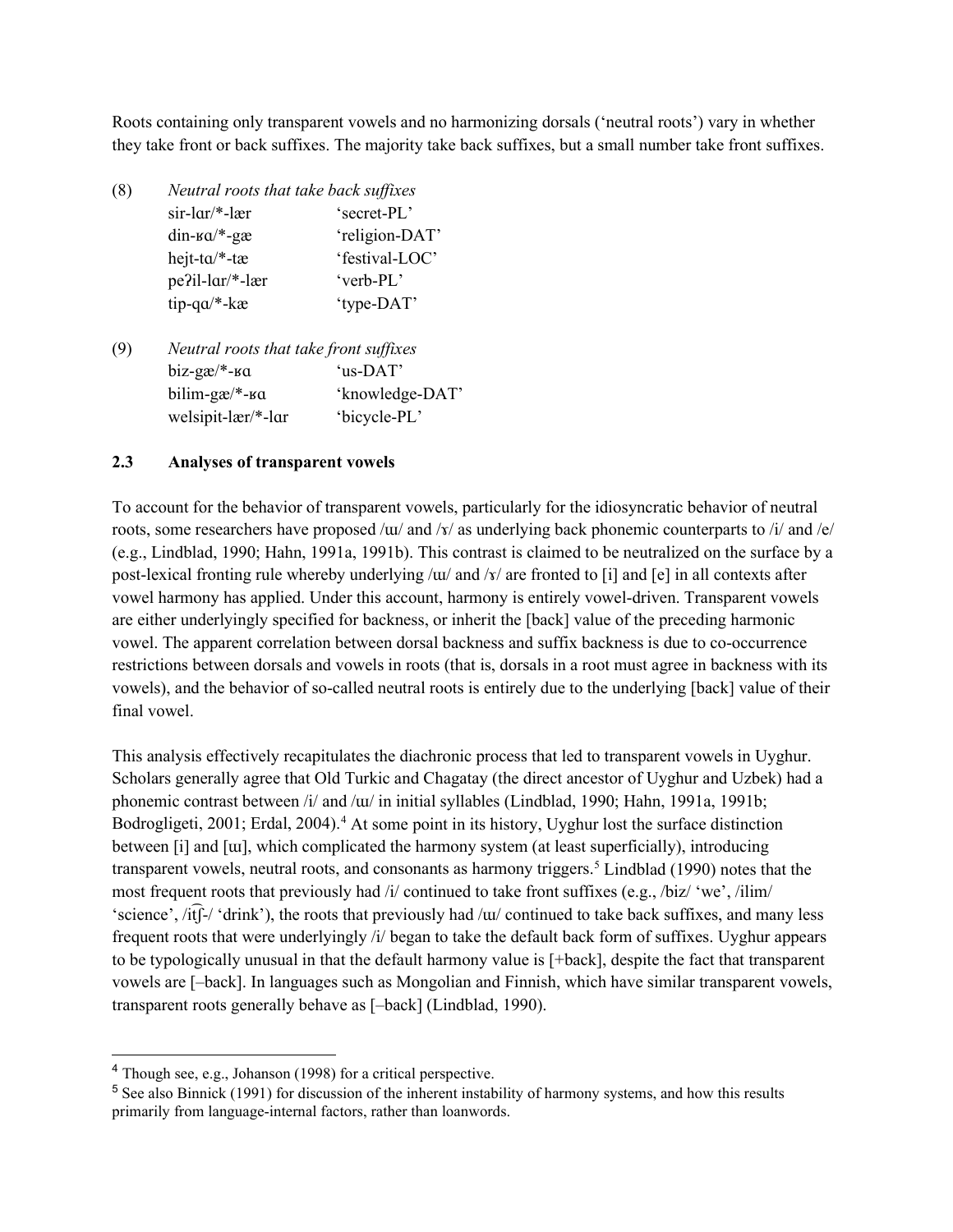Roots containing only transparent vowels and no harmonizing dorsals ('neutral roots') vary in whether they take front or back suffixes. The majority take back suffixes, but a small number take front suffixes.

(8) *Neutral roots that take back suffixes*

| | |
|---|---|
| sir-lɑr/*-lær | 'secret-PL' |
| din-ʁɑ/*-gæ | 'religion-DAT' |
| hejt-tɑ/*-tæ | 'festival-LOC' |
| peʔil-lɑr/*-lær | 'verb-PL' |
| tip-qɑ/*-kæ | 'type-DAT' |

(9) *Neutral roots that take front suffixes*

| | |
|---|---|
| biz-gæ/*-ʁɑ | 'us-DAT' |
| bilim-gæ/*-ʁɑ | 'knowledge-DAT' |
| welsipit-lær/*-lɑr | 'bicycle-PL' |

### 2.3 Analyses of transparent vowels

To account for the behavior of transparent vowels, particularly for the idiosyncratic behavior of neutral roots, some researchers have proposed /ɯ/ and /ɤ/ as underlying back phonemic counterparts to /i/ and /e/ (e.g., Lindblad, 1990; Hahn, 1991a, 1991b). This contrast is claimed to be neutralized on the surface by a post-lexical fronting rule whereby underlying /ɯ/ and /ɤ/ are fronted to [i] and [e] in all contexts after vowel harmony has applied. Under this account, harmony is entirely vowel-driven. Transparent vowels are either underlyingly specified for backness, or inherit the [back] value of the preceding harmonic vowel. The apparent correlation between dorsal backness and suffix backness is due to co-occurrence restrictions between dorsals and vowels in roots (that is, dorsals in a root must agree in backness with its vowels), and the behavior of so-called neutral roots is entirely due to the underlying [back] value of their final vowel.

This analysis effectively recapitulates the diachronic process that led to transparent vowels in Uyghur. Scholars generally agree that Old Turkic and Chagatay (the direct ancestor of Uyghur and Uzbek) had a phonemic contrast between /i/ and /ɯ/ in initial syllables (Lindblad, 1990; Hahn, 1991a, 1991b; Bodrogligeti, 2001; Erdal, 2004).[4] At some point in its history, Uyghur lost the surface distinction between [i] and [ɯ], which complicated the harmony system (at least superficially), introducing transparent vowels, neutral roots, and consonants as harmony triggers.[5] Lindblad (1990) notes that the most frequent roots that previously had /i/ continued to take front suffixes (e.g., /biz/ 'we', /ilim/ 'science', /it͡ʃ-/ 'drink'), the roots that previously had /ɯ/ continued to take back suffixes, and many less frequent roots that were underlyingly /i/ began to take the default back form of suffixes. Uyghur appears to be typologically unusual in that the default harmony value is [+back], despite the fact that transparent vowels are [–back]. In languages such as Mongolian and Finnish, which have similar transparent vowels, transparent roots generally behave as [–back] (Lindblad, 1990).

---

[4] Though see, e.g., Johanson (1998) for a critical perspective.

[5] See also Binnick (1991) for discussion of the inherent instability of harmony systems, and how this results primarily from language-internal factors, rather than loanwords.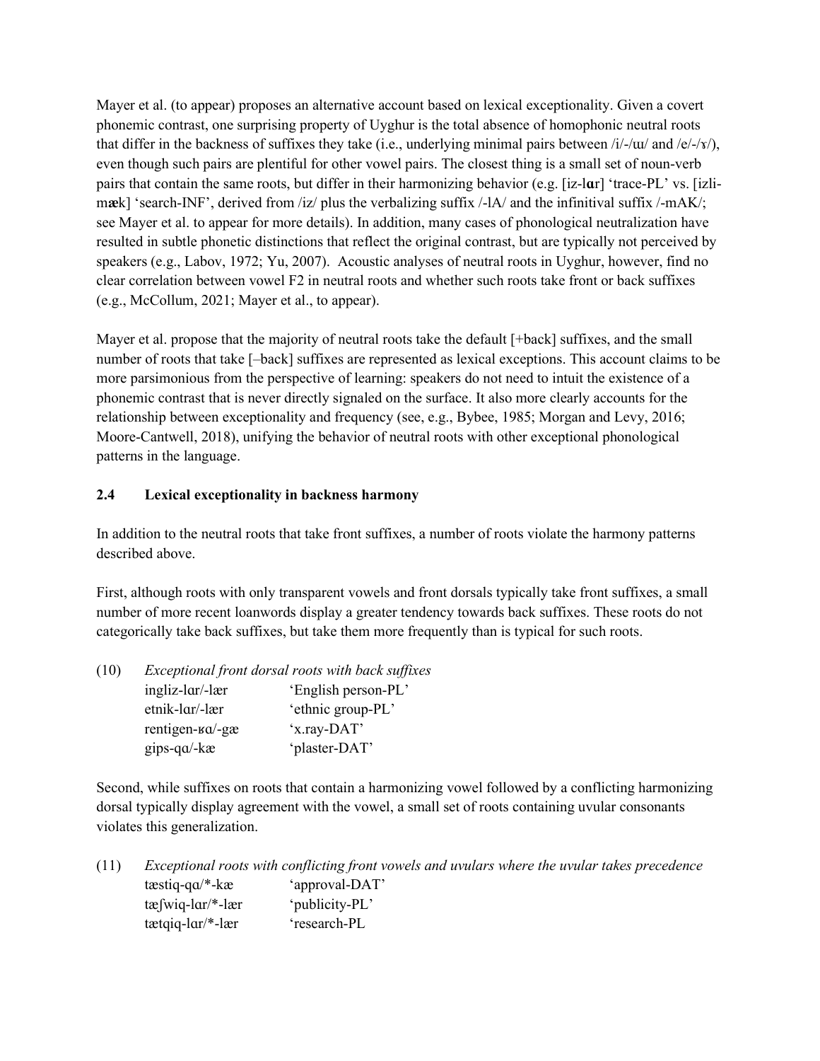Mayer et al. (to appear) proposes an alternative account based on lexical exceptionality. Given a covert phonemic contrast, one surprising property of Uyghur is the total absence of homophonic neutral roots that differ in the backness of suffixes they take (i.e., underlying minimal pairs between /i/-/ɯ/ and /e/-/ɤ/), even though such pairs are plentiful for other vowel pairs. The closest thing is a small set of noun-verb pairs that contain the same roots, but differ in their harmonizing behavior (e.g. [iz-l**ɑ**r] 'trace-PL' vs. [izli-m**æ**k] 'search-INF', derived from /iz/ plus the verbalizing suffix /-lA/ and the infinitival suffix /-mAK/; see Mayer et al. to appear for more details). In addition, many cases of phonological neutralization have resulted in subtle phonetic distinctions that reflect the original contrast, but are typically not perceived by speakers (e.g., Labov, 1972; Yu, 2007). Acoustic analyses of neutral roots in Uyghur, however, find no clear correlation between vowel F2 in neutral roots and whether such roots take front or back suffixes (e.g., McCollum, 2021; Mayer et al., to appear).

Mayer et al. propose that the majority of neutral roots take the default [+back] suffixes, and the small number of roots that take [–back] suffixes are represented as lexical exceptions. This account claims to be more parsimonious from the perspective of learning: speakers do not need to intuit the existence of a phonemic contrast that is never directly signaled on the surface. It also more clearly accounts for the relationship between exceptionality and frequency (see, e.g., Bybee, 1985; Morgan and Levy, 2016; Moore-Cantwell, 2018), unifying the behavior of neutral roots with other exceptional phonological patterns in the language.

### 2.4 Lexical exceptionality in backness harmony

In addition to the neutral roots that take front suffixes, a number of roots violate the harmony patterns described above.

First, although roots with only transparent vowels and front dorsals typically take front suffixes, a small number of more recent loanwords display a greater tendency towards back suffixes. These roots do not categorically take back suffixes, but take them more frequently than is typical for such roots.

(10) *Exceptional front dorsal roots with back suffixes*

| | |
|---|---|
| ingliz-lɑr/-lær | 'English person-PL' |
| etnik-lɑr/-lær | 'ethnic group-PL' |
| rentigen-ʁɑ/-gæ | 'x.ray-DAT' |
| gips-qɑ/-kæ | 'plaster-DAT' |

Second, while suffixes on roots that contain a harmonizing vowel followed by a conflicting harmonizing dorsal typically display agreement with the vowel, a small set of roots containing uvular consonants violates this generalization.

(11) *Exceptional roots with conflicting front vowels and uvulars where the uvular takes precedence*

| | |
|---|---|
| tæstiq-qɑ/*-kæ | 'approval-DAT' |
| tæʃwiq-lɑr/*-lær | 'publicity-PL' |
| tætqiq-lɑr/*-lær | 'research-PL |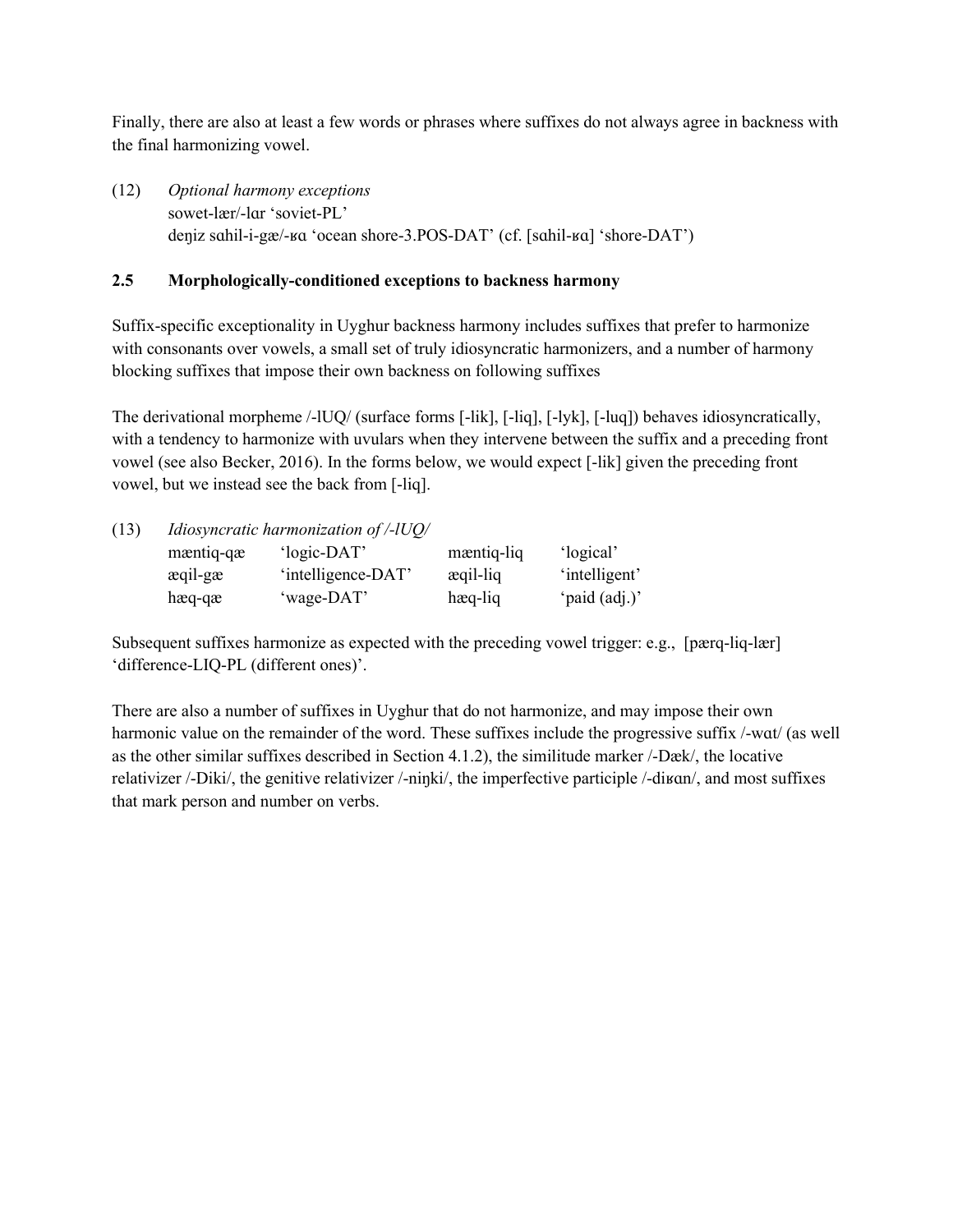Finally, there are also at least a few words or phrases where suffixes do not always agree in backness with the final harmonizing vowel.

(12) *Optional harmony exceptions*

sowet-lær/-lɑr 'soviet-PL'

deŋiz sɑhil-i-gæ/-ʁɑ 'ocean shore-3.POS-DAT' (cf. [sɑhil-ʁɑ] 'shore-DAT')

### 2.5 Morphologically-conditioned exceptions to backness harmony

Suffix-specific exceptionality in Uyghur backness harmony includes suffixes that prefer to harmonize with consonants over vowels, a small set of truly idiosyncratic harmonizers, and a number of harmony blocking suffixes that impose their own backness on following suffixes

The derivational morpheme /-lUQ/ (surface forms [-lik], [-liq], [-lyk], [-luq]) behaves idiosyncratically, with a tendency to harmonize with uvulars when they intervene between the suffix and a preceding front vowel (see also Becker, 2016). In the forms below, we would expect [-lik] given the preceding front vowel, but we instead see the back from [-liq].

(13) *Idiosyncratic harmonization of /-lUQ/*

| | | | |
|---|---|---|---|
| mæntiq-qæ | 'logic-DAT' | mæntiq-liq | 'logical' |
| æqil-gæ | 'intelligence-DAT' | æqil-liq | 'intelligent' |
| hæq-qæ | 'wage-DAT' | hæq-liq | 'paid (adj.)' |

Subsequent suffixes harmonize as expected with the preceding vowel trigger: e.g., [pærq-liq-lær] 'difference-LIQ-PL (different ones)'.

There are also a number of suffixes in Uyghur that do not harmonize, and may impose their own harmonic value on the remainder of the word. These suffixes include the progressive suffix /-wɑt/ (as well as the other similar suffixes described in Section 4.1.2), the similitude marker /-Dæk/, the locative relativizer /-Diki/, the genitive relativizer /-niŋki/, the imperfective participle /-diʁɑn/, and most suffixes that mark person and number on verbs.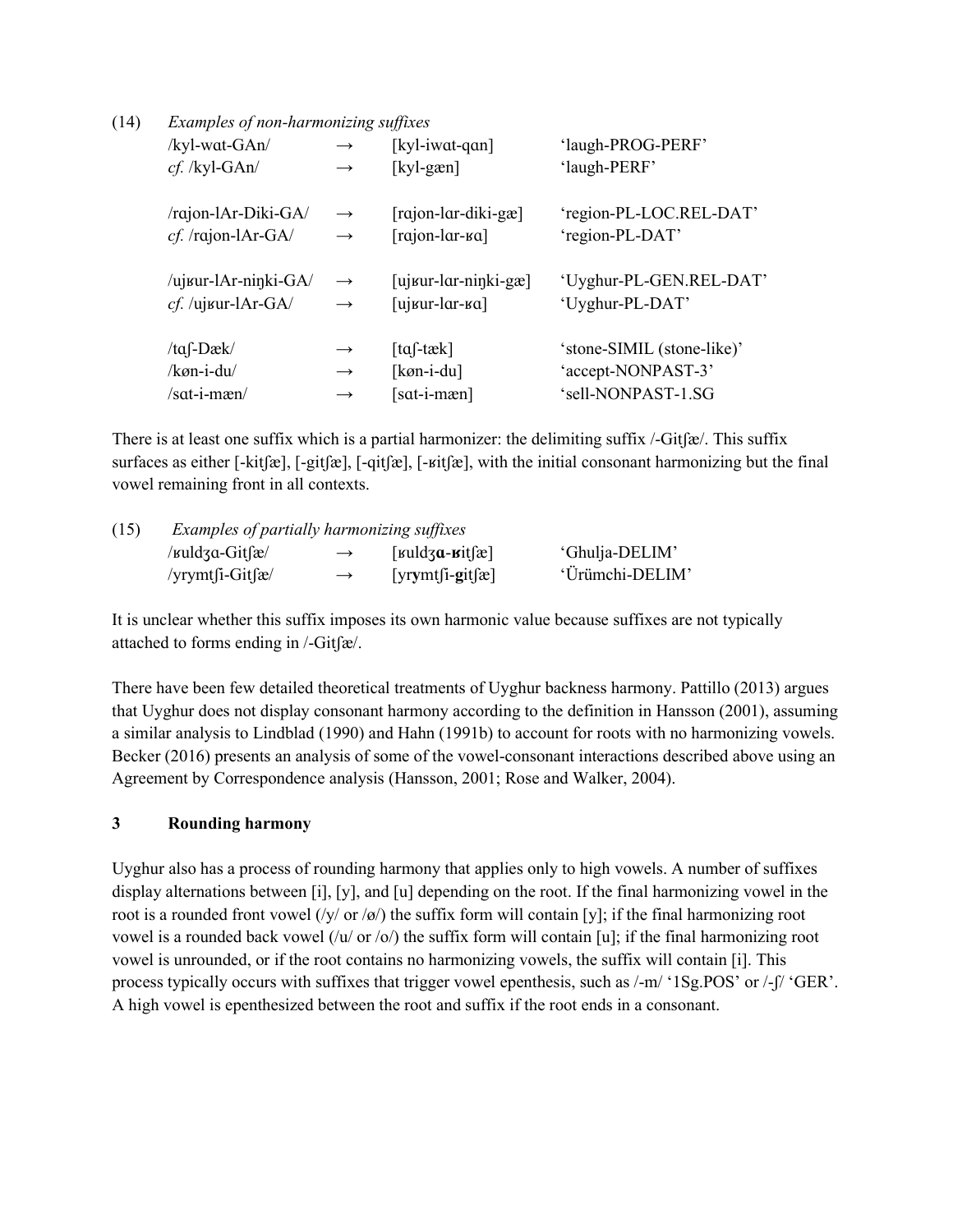(14) *Examples of non-harmonizing suffixes*

| | | | |
|---|---|---|---|
| /kyl-wɑt-GAn/ | → | [kyl-iwɑt-qɑn] | 'laugh-PROG-PERF' |
| *cf.* /kyl-GAn/ | → | [kyl-gæn] | 'laugh-PERF' |
| | | | |
| /rɑjon-lAr-Diki-GA/ | → | [rɑjon-lɑr-diki-gæ] | 'region-PL-LOC.REL-DAT' |
| *cf.* /rɑjon-lAr-GA/ | → | [rɑjon-lɑr-ʁɑ] | 'region-PL-DAT' |
| | | | |
| /ujʁur-lAr-niŋki-GA/ | → | [ujʁur-lɑr-niŋki-gæ] | 'Uyghur-PL-GEN.REL-DAT' |
| *cf.* /ujʁur-lAr-GA/ | → | [ujʁur-lɑr-ʁɑ] | 'Uyghur-PL-DAT' |
| | | | |
| /tɑʃ-Dæk/ | → | [tɑʃ-tæk] | 'stone-SIMIL (stone-like)' |
| /køn-i-du/ | → | [køn-i-du] | 'accept-NONPAST-3' |
| /sɑt-i-mæn/ | → | [sɑt-i-mæn] | 'sell-NONPAST-1.SG' |

There is at least one suffix which is a partial harmonizer: the delimiting suffix /-Gitʃæ/. This suffix surfaces as either [-kitʃæ], [-gitʃæ], [-qitʃæ], [-ʁitʃæ], with the initial consonant harmonizing but the final vowel remaining front in all contexts.

(15) *Examples of partially harmonizing suffixes*

| | | | |
|---|---|---|---|
| /ʁuldʒɑ-Gitʃæ/ | → | [ʁuldʒ**ɑ**-**ʁ**itʃæ] | 'Ghulja-DELIM' |
| /yrymtʃi-Gitʃæ/ | → | [yr**y**mtʃi-**g**itʃæ] | 'Ürümchi-DELIM' |

It is unclear whether this suffix imposes its own harmonic value because suffixes are not typically attached to forms ending in /-Gitʃæ/.

There have been few detailed theoretical treatments of Uyghur backness harmony. Pattillo (2013) argues that Uyghur does not display consonant harmony according to the definition in Hansson (2001), assuming a similar analysis to Lindblad (1990) and Hahn (1991b) to account for roots with no harmonizing vowels. Becker (2016) presents an analysis of some of the vowel-consonant interactions described above using an Agreement by Correspondence analysis (Hansson, 2001; Rose and Walker, 2004).

## 3 Rounding harmony

Uyghur also has a process of rounding harmony that applies only to high vowels. A number of suffixes display alternations between [i], [y], and [u] depending on the root. If the final harmonizing vowel in the root is a rounded front vowel (/y/ or /ø/) the suffix form will contain [y]; if the final harmonizing root vowel is a rounded back vowel (/u/ or /o/) the suffix form will contain [u]; if the final harmonizing root vowel is unrounded, or if the root contains no harmonizing vowels, the suffix will contain [i]. This process typically occurs with suffixes that trigger vowel epenthesis, such as /-m/ '1Sg.POS' or /-ʃ/ 'GER'. A high vowel is epenthesized between the root and suffix if the root ends in a consonant.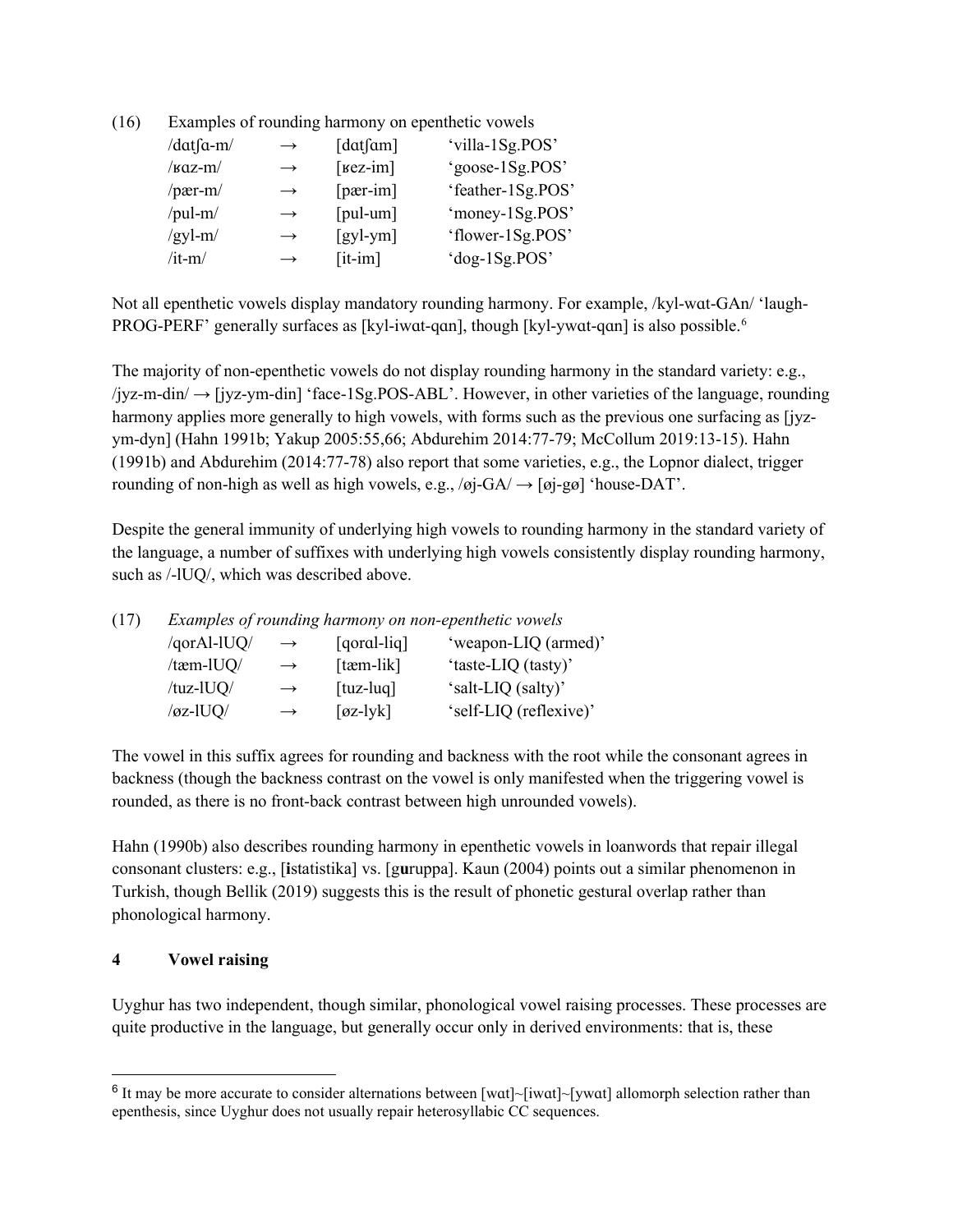(16) Examples of rounding harmony on epenthetic vowels

| | | | |
|---|---|---|---|
| /dɑtʃɑ-m/ | → | [dɑtʃɑm] | 'villa-1Sg.POS' |
| /ʁɑz-m/ | → | [ʁez-im] | 'goose-1Sg.POS' |
| /pær-m/ | → | [pær-im] | 'feather-1Sg.POS' |
| /pul-m/ | → | [pul-um] | 'money-1Sg.POS' |
| /gyl-m/ | → | [gyl-ym] | 'flower-1Sg.POS' |
| /it-m/ | → | [it-im] | 'dog-1Sg.POS' |

Not all epenthetic vowels display mandatory rounding harmony. For example, /kyl-wɑt-GAn/ 'laugh-PROG-PERF' generally surfaces as [kyl-iwɑt-qɑn], though [kyl-ywɑt-qɑn] is also possible.[6]

The majority of non-epenthetic vowels do not display rounding harmony in the standard variety: e.g., /jyz-m-din/ → [jyz-ym-din] 'face-1Sg.POS-ABL'. However, in other varieties of the language, rounding harmony applies more generally to high vowels, with forms such as the previous one surfacing as [jyz-ym-dyn] (Hahn 1991b; Yakup 2005:55,66; Abdurehim 2014:77-79; McCollum 2019:13-15). Hahn (1991b) and Abdurehim (2014:77-78) also report that some varieties, e.g., the Lopnor dialect, trigger rounding of non-high as well as high vowels, e.g., /øj-GA/ → [øj-gø] 'house-DAT'.

Despite the general immunity of underlying high vowels to rounding harmony in the standard variety of the language, a number of suffixes with underlying high vowels consistently display rounding harmony, such as /-lUQ/, which was described above.

(17) *Examples of rounding harmony on non-epenthetic vowels*

| | | | |
|---|---|---|---|
| /qorAl-lUQ/ | → | [qorɑl-liq] | 'weapon-LIQ (armed)' |
| /tæm-lUQ/ | → | [tæm-lik] | 'taste-LIQ (tasty)' |
| /tuz-lUQ/ | → | [tuz-luq] | 'salt-LIQ (salty)' |
| /øz-lUQ/ | → | [øz-lyk] | 'self-LIQ (reflexive)' |

The vowel in this suffix agrees for rounding and backness with the root while the consonant agrees in backness (though the backness contrast on the vowel is only manifested when the triggering vowel is rounded, as there is no front-back contrast between high unrounded vowels).

Hahn (1990b) also describes rounding harmony in epenthetic vowels in loanwords that repair illegal consonant clusters: e.g., [**i**statistika] vs. [g**u**ruppa]. Kaun (2004) points out a similar phenomenon in Turkish, though Bellik (2019) suggests this is the result of phonetic gestural overlap rather than phonological harmony.

## 4 Vowel raising

Uyghur has two independent, though similar, phonological vowel raising processes. These processes are quite productive in the language, but generally occur only in derived environments: that is, these

[6] It may be more accurate to consider alternations between [wɑt]~[iwɑt]~[ywɑt] allomorph selection rather than epenthesis, since Uyghur does not usually repair heterosyllabic CC sequences.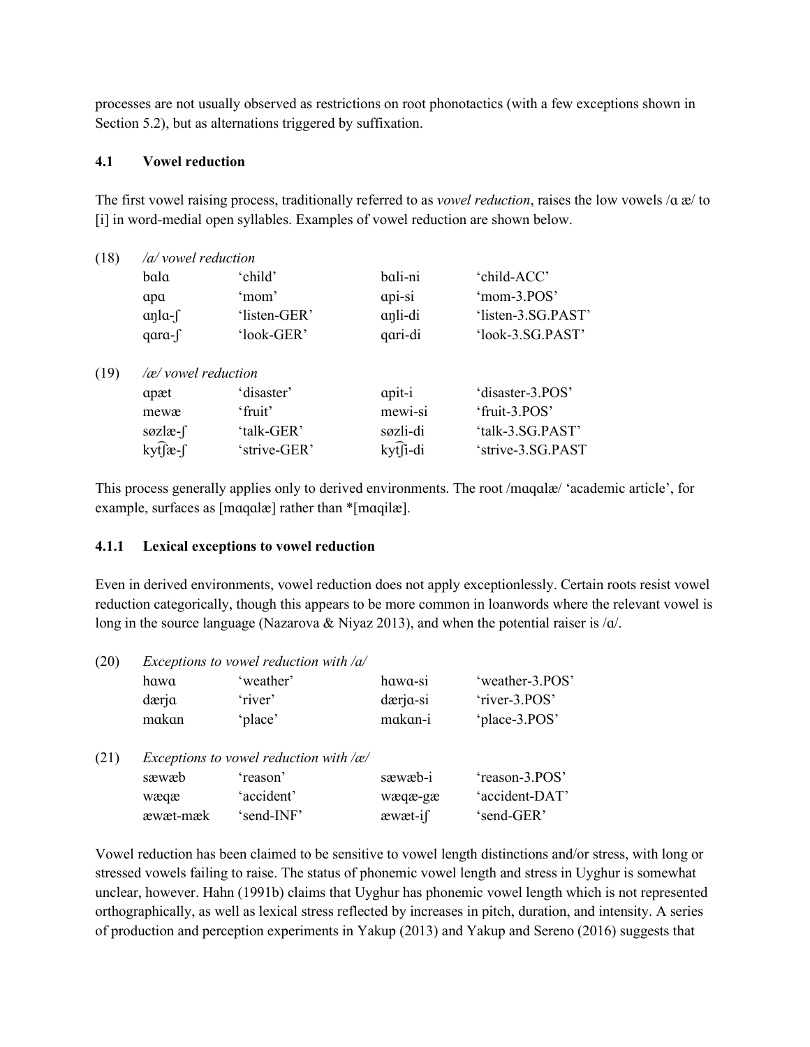processes are not usually observed as restrictions on root phonotactics (with a few exceptions shown in Section 5.2), but as alternations triggered by suffixation.

### 4.1 Vowel reduction

The first vowel raising process, traditionally referred to as *vowel reduction*, raises the low vowels /ɑ æ/ to [i] in word-medial open syllables. Examples of vowel reduction are shown below.

(18) */a/ vowel reduction*

| | | | |
|---|---|---|---|
| bɑlɑ | 'child' | bɑli-ni | 'child-ACC' |
| ɑpɑ | 'mom' | ɑpi-si | 'mom-3.POS' |
| ɑŋlɑ-ʃ | 'listen-GER' | ɑŋli-di | 'listen-3.SG.PAST' |
| qɑrɑ-ʃ | 'look-GER' | qɑri-di | 'look-3.SG.PAST' |

(19) */æ/ vowel reduction*

| | | | |
|---|---|---|---|
| ɑpæt | 'disaster' | ɑpit-i | 'disaster-3.POS' |
| mewæ | 'fruit' | mewi-si | 'fruit-3.POS' |
| søzlæ-ʃ | 'talk-GER' | søzli-di | 'talk-3.SG.PAST' |
| kyt͡ʃæ-ʃ | 'strive-GER' | kyt͡ʃi-di | 'strive-3.SG.PAST |

This process generally applies only to derived environments. The root /mɑqɑlæ/ 'academic article', for example, surfaces as [mɑqɑlæ] rather than *[mɑqilæ].

#### 4.1.1 Lexical exceptions to vowel reduction

Even in derived environments, vowel reduction does not apply exceptionlessly. Certain roots resist vowel reduction categorically, though this appears to be more common in loanwords where the relevant vowel is long in the source language (Nazarova & Niyaz 2013), and when the potential raiser is /ɑ/.

(20) *Exceptions to vowel reduction with /a/*

| | | | |
|---|---|---|---|
| hɑwɑ | 'weather' | hɑwɑ-si | 'weather-3.POS' |
| dærjɑ | 'river' | dærjɑ-si | 'river-3.POS' |
| mɑkɑn | 'place' | mɑkɑn-i | 'place-3.POS' |

(21) *Exceptions to vowel reduction with /æ/*

| | | | |
|---|---|---|---|
| sæwæb | 'reason' | sæwæb-i | 'reason-3.POS' |
| wæqæ | 'accident' | wæqæ-gæ | 'accident-DAT' |
| æwæt-mæk | 'send-INF' | æwæt-iʃ | 'send-GER' |

Vowel reduction has been claimed to be sensitive to vowel length distinctions and/or stress, with long or stressed vowels failing to raise. The status of phonemic vowel length and stress in Uyghur is somewhat unclear, however. Hahn (1991b) claims that Uyghur has phonemic vowel length which is not represented orthographically, as well as lexical stress reflected by increases in pitch, duration, and intensity. A series of production and perception experiments in Yakup (2013) and Yakup and Sereno (2016) suggests that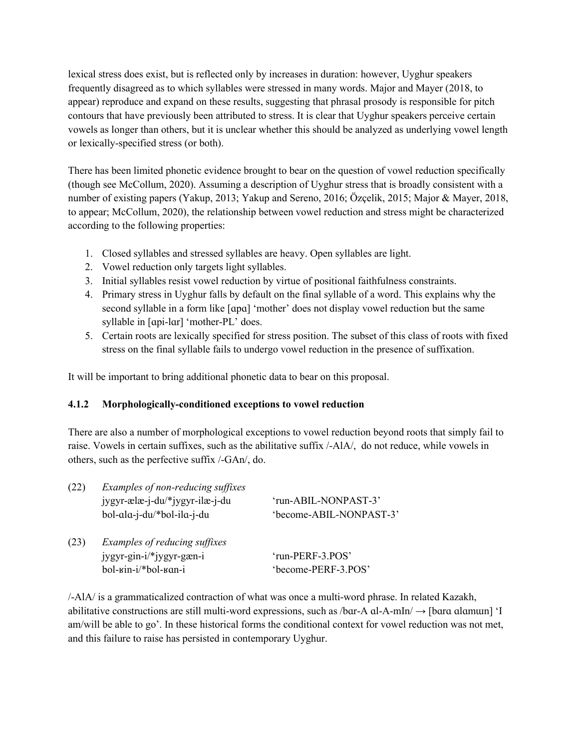lexical stress does exist, but is reflected only by increases in duration: however, Uyghur speakers frequently disagreed as to which syllables were stressed in many words. Major and Mayer (2018, to appear) reproduce and expand on these results, suggesting that phrasal prosody is responsible for pitch contours that have previously been attributed to stress. It is clear that Uyghur speakers perceive certain vowels as longer than others, but it is unclear whether this should be analyzed as underlying vowel length or lexically-specified stress (or both).

There has been limited phonetic evidence brought to bear on the question of vowel reduction specifically (though see McCollum, 2020). Assuming a description of Uyghur stress that is broadly consistent with a number of existing papers (Yakup, 2013; Yakup and Sereno, 2016; Özçelik, 2015; Major & Mayer, 2018, to appear; McCollum, 2020), the relationship between vowel reduction and stress might be characterized according to the following properties:

1. Closed syllables and stressed syllables are heavy. Open syllables are light.
2. Vowel reduction only targets light syllables.
3. Initial syllables resist vowel reduction by virtue of positional faithfulness constraints.
4. Primary stress in Uyghur falls by default on the final syllable of a word. This explains why the second syllable in a form like [ɑpɑ] 'mother' does not display vowel reduction but the same syllable in [ɑpi-lɑr] 'mother-PL' does.
5. Certain roots are lexically specified for stress position. The subset of this class of roots with fixed stress on the final syllable fails to undergo vowel reduction in the presence of suffixation.

It will be important to bring additional phonetic data to bear on this proposal.

### 4.1.2 Morphologically-conditioned exceptions to vowel reduction

There are also a number of morphological exceptions to vowel reduction beyond roots that simply fail to raise. Vowels in certain suffixes, such as the abilitative suffix /-AlA/, do not reduce, while vowels in others, such as the perfective suffix /-GAn/, do.

(22) *Examples of non-reducing suffixes*

| | |
|---|---|
| jygyr-ælæ-j-du/*jygyr-ilæ-j-du | 'run-ABIL-NONPAST-3' |
| bol-ɑlɑ-j-du/*bol-ilɑ-j-du | 'become-ABIL-NONPAST-3' |

(23) *Examples of reducing suffixes*

| | |
|---|---|
| jygyr-gin-i/*jygyr-gæn-i | 'run-PERF-3.POS' |
| bol-ʁin-i/*bol-ʁɑn-i | 'become-PERF-3.POS' |

/-AlA/ is a grammaticalized contraction of what was once a multi-word phrase. In related Kazakh, abilitative constructions are still multi-word expressions, such as /bɑr-A ɑl-A-mIn/ → [bɑrɑ ɑlɑmɯn] 'I am/will be able to go'. In these historical forms the conditional context for vowel reduction was not met, and this failure to raise has persisted in contemporary Uyghur.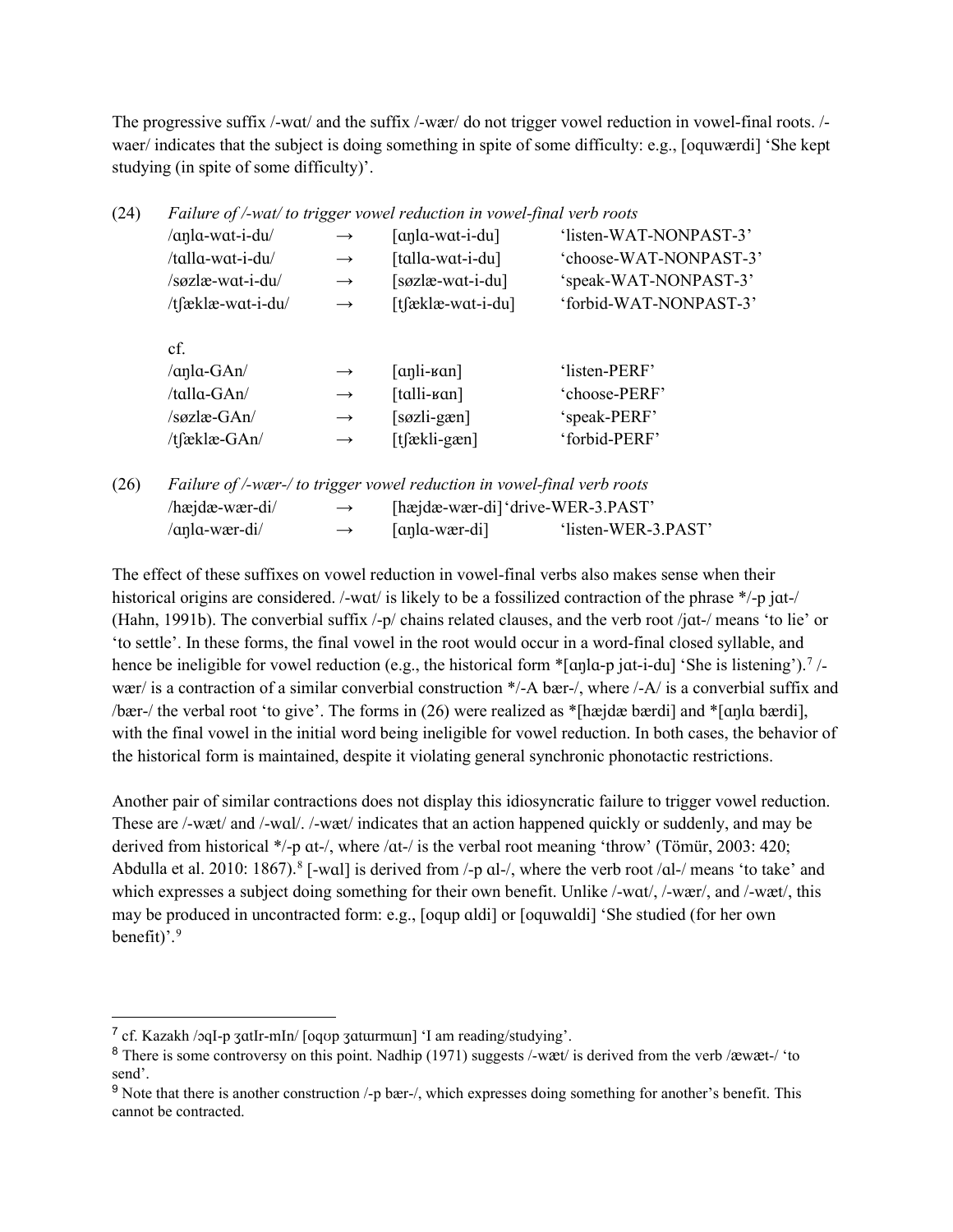The progressive suffix /-wɑt/ and the suffix /-wær/ do not trigger vowel reduction in vowel-final roots. /-waer/ indicates that the subject is doing something in spite of some difficulty: e.g., [oquwærdi] 'She kept studying (in spite of some difficulty)'.

(24) *Failure of /-wat/ to trigger vowel reduction in vowel-final verb roots*

| | | | |
|---|---|---|---|
| /ɑŋlɑ-wɑt-i-du/ | → | [ɑŋlɑ-wɑt-i-du] | 'listen-WAT-NONPAST-3' |
| /tɑllɑ-wɑt-i-du/ | → | [tɑllɑ-wɑt-i-du] | 'choose-WAT-NONPAST-3' |
| /søzlæ-wɑt-i-du/ | → | [søzlæ-wɑt-i-du] | 'speak-WAT-NONPAST-3' |
| /tʃæklæ-wɑt-i-du/ | → | [tʃæklæ-wɑt-i-du] | 'forbid-WAT-NONPAST-3' |

cf.

| | | | |
|---|---|---|---|
| /ɑŋlɑ-GAn/ | → | [ɑŋli-ʁɑn] | 'listen-PERF' |
| /tɑllɑ-GAn/ | → | [tɑlli-ʁɑn] | 'choose-PERF' |
| /søzlæ-GAn/ | → | [søzli-gæn] | 'speak-PERF' |
| /tʃæklæ-GAn/ | → | [tʃækli-gæn] | 'forbid-PERF' |

(26) *Failure of /-wær-/ to trigger vowel reduction in vowel-final verb roots*

| | | | |
|---|---|---|---|
| /hæjdæ-wær-di/ | → | [hæjdæ-wær-di] | 'drive-WER-3.PAST' |
| /ɑŋlɑ-wær-di/ | → | [ɑŋlɑ-wær-di] | 'listen-WER-3.PAST' |

The effect of these suffixes on vowel reduction in vowel-final verbs also makes sense when their historical origins are considered. /-wɑt/ is likely to be a fossilized contraction of the phrase */-p jɑt-/ (Hahn, 1991b). The converbial suffix /-p/ chains related clauses, and the verb root /jɑt-/ means 'to lie' or 'to settle'. In these forms, the final vowel in the root would occur in a word-final closed syllable, and hence be ineligible for vowel reduction (e.g., the historical form *[ɑŋlɑ-p jɑt-i-du] 'She is listening').[7] /-wær/ is a contraction of a similar converbial construction */-A bær-/, where /-A/ is a converbial suffix and /bær-/ the verbal root 'to give'. The forms in (26) were realized as *[hæjdæ bærdi] and *[ɑŋlɑ bærdi], with the final vowel in the initial word being ineligible for vowel reduction. In both cases, the behavior of the historical form is maintained, despite it violating general synchronic phonotactic restrictions.

Another pair of similar contractions does not display this idiosyncratic failure to trigger vowel reduction. These are /-wæt/ and /-wɑl/. /-wæt/ indicates that an action happened quickly or suddenly, and may be derived from historical */-p ɑt-/, where /ɑt-/ is the verbal root meaning 'throw' (Tömür, 2003: 420; Abdulla et al. 2010: 1867).[8] [-wɑl] is derived from /-p ɑl-/, where the verb root /ɑl-/ means 'to take' and which expresses a subject doing something for their own benefit. Unlike /-wɑt/, /-wær/, and /-wæt/, this may be produced in uncontracted form: e.g., [oqup ɑldi] or [oquwɑldi] 'She studied (for her own benefit)'.[9]

---

[7] cf. Kazakh /ɔqI-p ʒɑtIr-mIn/ [oqʊp ʒɑtɯrmɯn] 'I am reading/studying'.

[8] There is some controversy on this point. Nadhip (1971) suggests /-wæt/ is derived from the verb /æwæt-/ 'to send'.

[9] Note that there is another construction /-p bær-/, which expresses doing something for another's benefit. This cannot be contracted.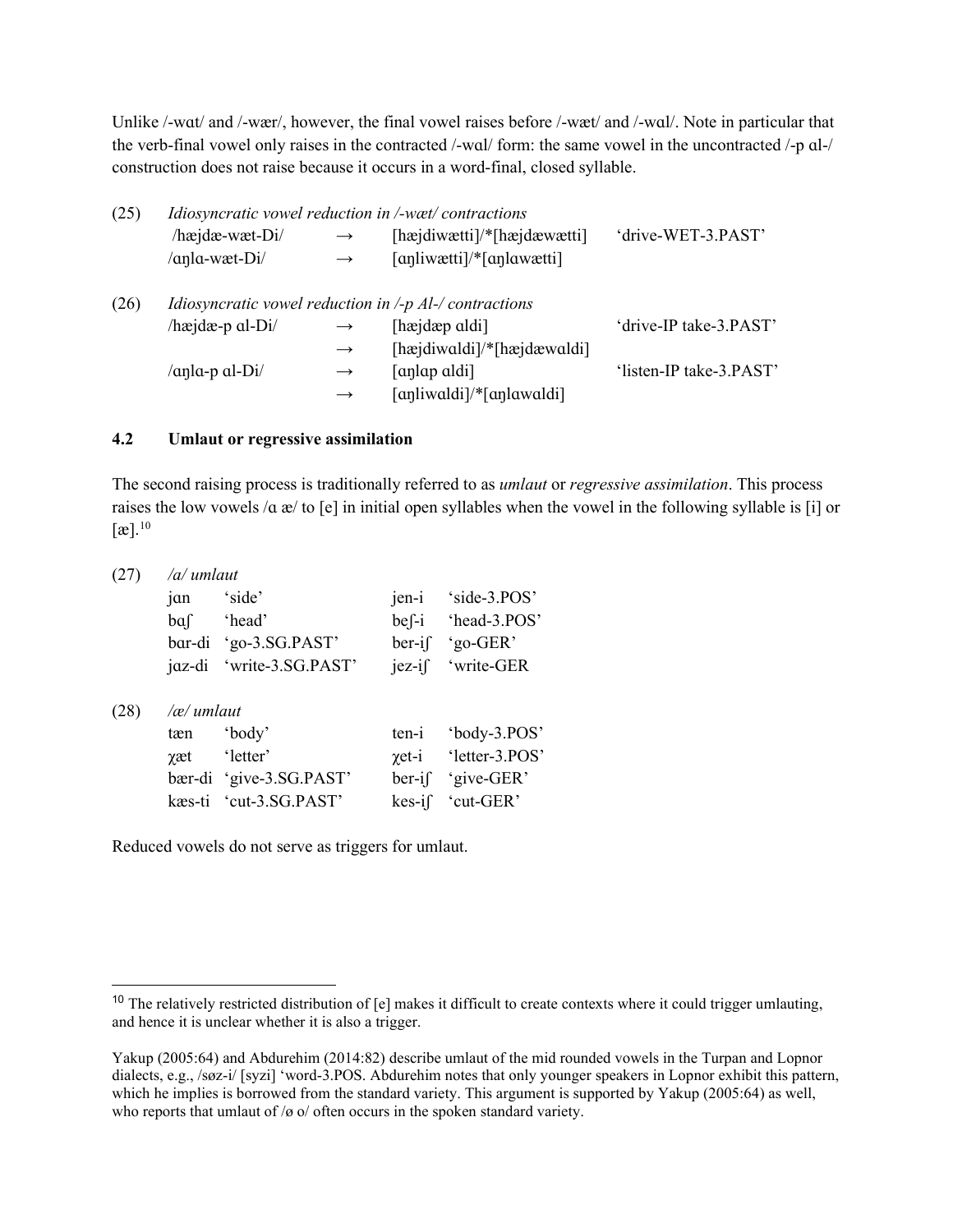Unlike /-wɑt/ and /-wær/, however, the final vowel raises before /-wæt/ and /-wɑl/. Note in particular that the verb-final vowel only raises in the contracted /-wɑl/ form: the same vowel in the uncontracted /-p ɑl-/ construction does not raise because it occurs in a word-final, closed syllable.

(25) *Idiosyncratic vowel reduction in /-wæt/ contractions*

| | | | |
|---|---|---|---|
| /hæjdæ-wæt-Di/ | → | [hæjdiwætti]/*[hæjdæwætti] | 'drive-WET-3.PAST' |
| /ɑŋlɑ-wæt-Di/ | → | [ɑŋliwætti]/*[ɑŋlɑwætti] | |

(26) *Idiosyncratic vowel reduction in /-p Al-/ contractions*

| | | | |
|---|---|---|---|
| /hæjdæ-p ɑl-Di/ | → | [hæjdæp ɑldi] | 'drive-IP take-3.PAST' |
| | → | [hæjdiwɑldi]/*[hæjdæwɑldi] | |
| /ɑŋlɑ-p ɑl-Di/ | → | [ɑŋlɑp ɑldi] | 'listen-IP take-3.PAST' |
| | → | [ɑŋliwɑldi]/*[ɑŋlɑwɑldi] | |

## 4.2 Umlaut or regressive assimilation

The second raising process is traditionally referred to as *umlaut* or *regressive assimilation*. This process raises the low vowels /ɑ æ/ to [e] in initial open syllables when the vowel in the following syllable is [i] or [æ].[10]

(27) */a/ umlaut*

| | | | |
|---|---|---|---|
| jɑn | 'side' | jen-i | 'side-3.POS' |
| bɑʃ | 'head' | beʃ-i | 'head-3.POS' |
| bɑr-di | 'go-3.SG.PAST' | ber-iʃ | 'go-GER' |
| jɑz-di | 'write-3.SG.PAST' | jez-iʃ | 'write-GER |

(28) */æ/ umlaut*

| | | | |
|---|---|---|---|
| tæn | 'body' | ten-i | 'body-3.POS' |
| χæt | 'letter' | χet-i | 'letter-3.POS' |
| bær-di | 'give-3.SG.PAST' | ber-iʃ | 'give-GER' |
| kæs-ti | 'cut-3.SG.PAST' | kes-iʃ | 'cut-GER' |

Reduced vowels do not serve as triggers for umlaut.

---

[10] The relatively restricted distribution of [e] makes it difficult to create contexts where it could trigger umlauting, and hence it is unclear whether it is also a trigger.

Yakup (2005:64) and Abdurehim (2014:82) describe umlaut of the mid rounded vowels in the Turpan and Lopnor dialects, e.g., /søz-i/ [syzi] 'word-3.POS. Abdurehim notes that only younger speakers in Lopnor exhibit this pattern, which he implies is borrowed from the standard variety. This argument is supported by Yakup (2005:64) as well, who reports that umlaut of /ø o/ often occurs in the spoken standard variety.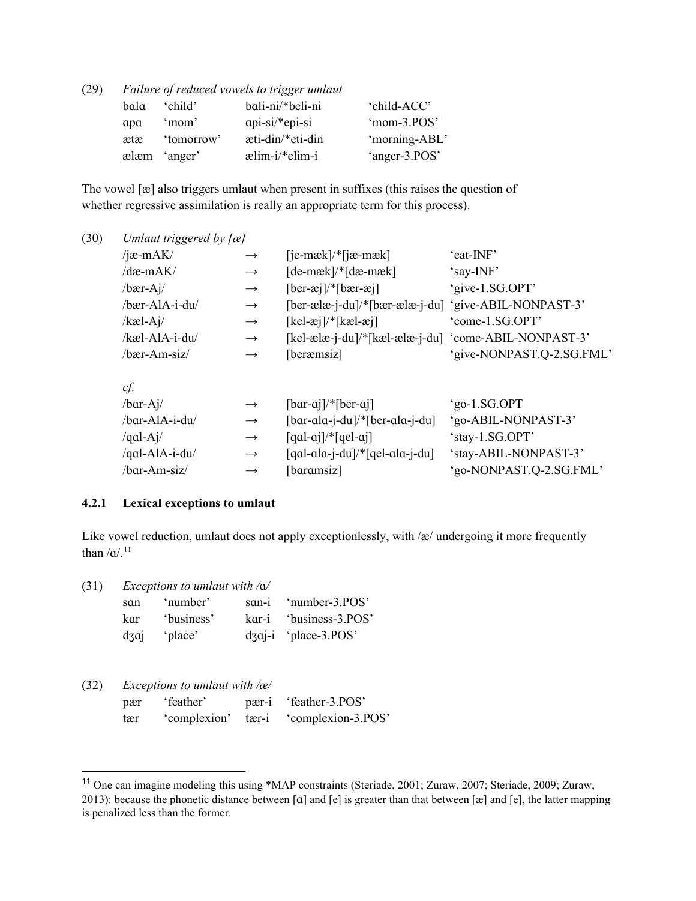(29) *Failure of reduced vowels to trigger umlaut*

| | | | |
|---|---|---|---|
| bɑlɑ | 'child' | bɑli-ni/*beli-ni | 'child-ACC' |
| ɑpɑ | 'mom' | ɑpi-si/*epi-si | 'mom-3.POS' |
| ætæ | 'tomorrow' | æti-din/*eti-din | 'morning-ABL' |
| ælæm | 'anger' | ælim-i/*elim-i | 'anger-3.POS' |

The vowel [æ] also triggers umlaut when present in suffixes (this raises the question of whether regressive assimilation is really an appropriate term for this process).

(30) *Umlaut triggered by [æ]*

| | | | |
|---|---|---|---|
| /jæ-mAK/ | → | [je-mæk]/*[jæ-mæk] | 'eat-INF' |
| /dæ-mAK/ | → | [de-mæk]/*[dæ-mæk] | 'say-INF' |
| /bær-Aj/ | → | [ber-æj]/*[bær-æj] | 'give-1.SG.OPT' |
| /bær-AlA-i-du/ | → | [ber-ælæ-j-du]/*[bær-ælæ-j-du] | 'give-ABIL-NONPAST-3' |
| /kæl-Aj/ | → | [kel-æj]/*[kæl-æj] | 'come-1.SG.OPT' |
| /kæl-AlA-i-du/ | → | [kel-ælæ-j-du]/*[kæl-ælæ-j-du] | 'come-ABIL-NONPAST-3' |
| /bær-Am-siz/ | → | [beræmsiz] | 'give-NONPAST.Q-2.SG.FML' |

*cf.*

| | | | |
|---|---|---|---|
| /bɑr-Aj/ | → | [bɑr-ɑj]/*[ber-ɑj] | 'go-1.SG.OPT |
| /bɑr-AlA-i-du/ | → | [bɑr-ɑlɑ-j-du]/*[ber-ɑlɑ-j-du] | 'go-ABIL-NONPAST-3' |
| /qɑl-Aj/ | → | [qɑl-ɑj]/*[qel-ɑj] | 'stay-1.SG.OPT' |
| /qɑl-AlA-i-du/ | → | [qɑl-ɑlɑ-j-du]/*[qel-ɑlɑ-j-du] | 'stay-ABIL-NONPAST-3' |
| /bɑr-Am-siz/ | → | [bɑrɑmsiz] | 'go-NONPAST.Q-2.SG.FML' |

### 4.2.1 Lexical exceptions to umlaut

Like vowel reduction, umlaut does not apply exceptionlessly, with /æ/ undergoing it more frequently than /ɑ/.[11]

(31) *Exceptions to umlaut with /ɑ/*

| | | | |
|---|---|---|---|
| sɑn | 'number' | sɑn-i | 'number-3.POS' |
| kɑr | 'business' | kɑr-i | 'business-3.POS' |
| dʒɑj | 'place' | dʒɑj-i | 'place-3.POS' |

(32) *Exceptions to umlaut with /æ/*

| | | | |
|---|---|---|---|
| pær | 'feather' | pær-i | 'feather-3.POS' |
| tær | 'complexion' | tær-i | 'complexion-3.POS' |

[11] One can imagine modeling this using *MAP constraints (Steriade, 2001; Zuraw, 2007; Steriade, 2009; Zuraw, 2013): because the phonetic distance between [ɑ] and [e] is greater than that between [æ] and [e], the latter mapping is penalized less than the former.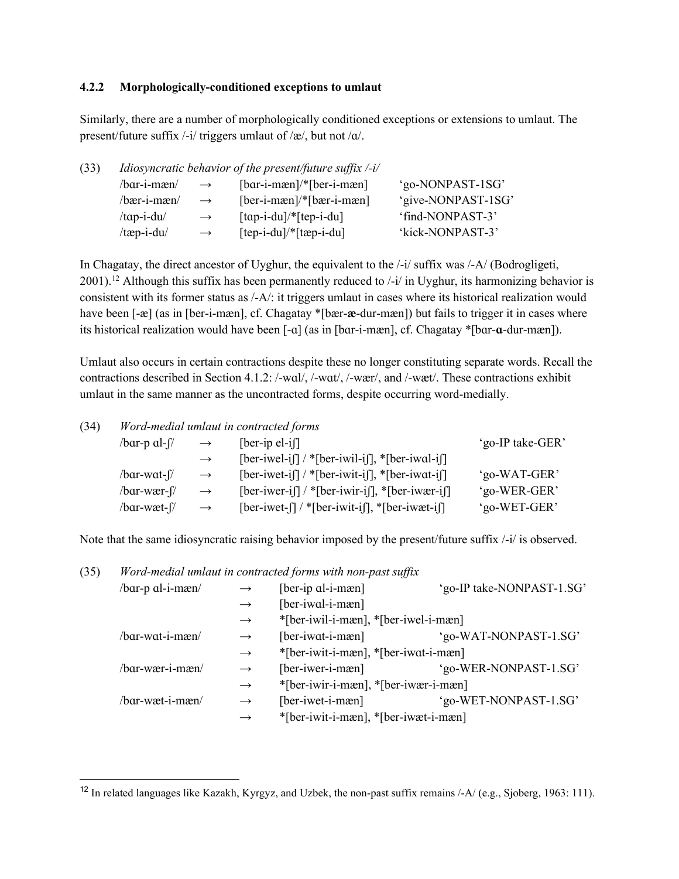### 4.2.2 Morphologically-conditioned exceptions to umlaut

Similarly, there are a number of morphologically conditioned exceptions or extensions to umlaut. The present/future suffix /-i/ triggers umlaut of /æ/, but not /ɑ/.

(33) *Idiosyncratic behavior of the present/future suffix /-i/*

| | | | |
|---|---|---|---|
| /bɑr-i-mæn/ | → | [bɑr-i-mæn]/*[ber-i-mæn] | 'go-NONPAST-1SG' |
| /bær-i-mæn/ | → | [ber-i-mæn]/*[bær-i-mæn] | 'give-NONPAST-1SG' |
| /tɑp-i-du/ | → | [tɑp-i-du]/*[tep-i-du] | 'find-NONPAST-3' |
| /tæp-i-du/ | → | [tep-i-du]/*[tæp-i-du] | 'kick-NONPAST-3' |

In Chagatay, the direct ancestor of Uyghur, the equivalent to the /-i/ suffix was /-A/ (Bodrogligeti, 2001).[12] Although this suffix has been permanently reduced to /-i/ in Uyghur, its harmonizing behavior is consistent with its former status as /-A/: it triggers umlaut in cases where its historical realization would have been [-æ] (as in [ber-i-mæn], cf. Chagatay *[bær-**æ**-dur-mæn]) but fails to trigger it in cases where its historical realization would have been [-ɑ] (as in [bɑr-i-mæn], cf. Chagatay *[bɑr-**ɑ**-dur-mæn]).

Umlaut also occurs in certain contractions despite these no longer constituting separate words. Recall the contractions described in Section 4.1.2: /-wɑl/, /-wɑt/, /-wær/, and /-wæt/. These contractions exhibit umlaut in the same manner as the uncontracted forms, despite occurring word-medially.

(34) *Word-medial umlaut in contracted forms*

| | | | |
|---|---|---|---|
| /bɑr-p ɑl-ʃ/ | → | [ber-ip el-iʃ] | 'go-IP take-GER' |
| | → | [ber-iwel-iʃ] / *[ber-iwil-iʃ], *[ber-iwɑl-iʃ] | |
| /bɑr-wɑt-ʃ/ | → | [ber-iwet-iʃ] / *[ber-iwit-iʃ], *[ber-iwɑt-iʃ] | 'go-WAT-GER' |
| /bɑr-wær-ʃ/ | → | [ber-iwer-iʃ] / *[ber-iwir-iʃ], *[ber-iwær-iʃ] | 'go-WER-GER' |
| /bɑr-wæt-ʃ/ | → | [ber-iwet-ʃ] / *[ber-iwit-iʃ], *[ber-iwæt-iʃ] | 'go-WET-GER' |

Note that the same idiosyncratic raising behavior imposed by the present/future suffix /-i/ is observed.

(35) *Word-medial umlaut in contracted forms with non-past suffix*

| | | | |
|---|---|---|---|
| /bɑr-p ɑl-i-mæn/ | → | [ber-ip ɑl-i-mæn] | 'go-IP take-NONPAST-1.SG' |
| | → | [ber-iwɑl-i-mæn] | |
| | → | *[ber-iwil-i-mæn], *[ber-iwel-i-mæn] | |
| /bɑr-wɑt-i-mæn/ | → | [ber-iwɑt-i-mæn] | 'go-WAT-NONPAST-1.SG' |
| | → | *[ber-iwit-i-mæn], *[ber-iwɑt-i-mæn] | |
| /bɑr-wær-i-mæn/ | → | [ber-iwer-i-mæn] | 'go-WER-NONPAST-1.SG' |
| | → | *[ber-iwir-i-mæn], *[ber-iwær-i-mæn] | |
| /bɑr-wæt-i-mæn/ | → | [ber-iwet-i-mæn] | 'go-WET-NONPAST-1.SG' |
| | → | *[ber-iwit-i-mæn], *[ber-iwæt-i-mæn] | |

---

[12] In related languages like Kazakh, Kyrgyz, and Uzbek, the non-past suffix remains /-A/ (e.g., Sjoberg, 1963: 111).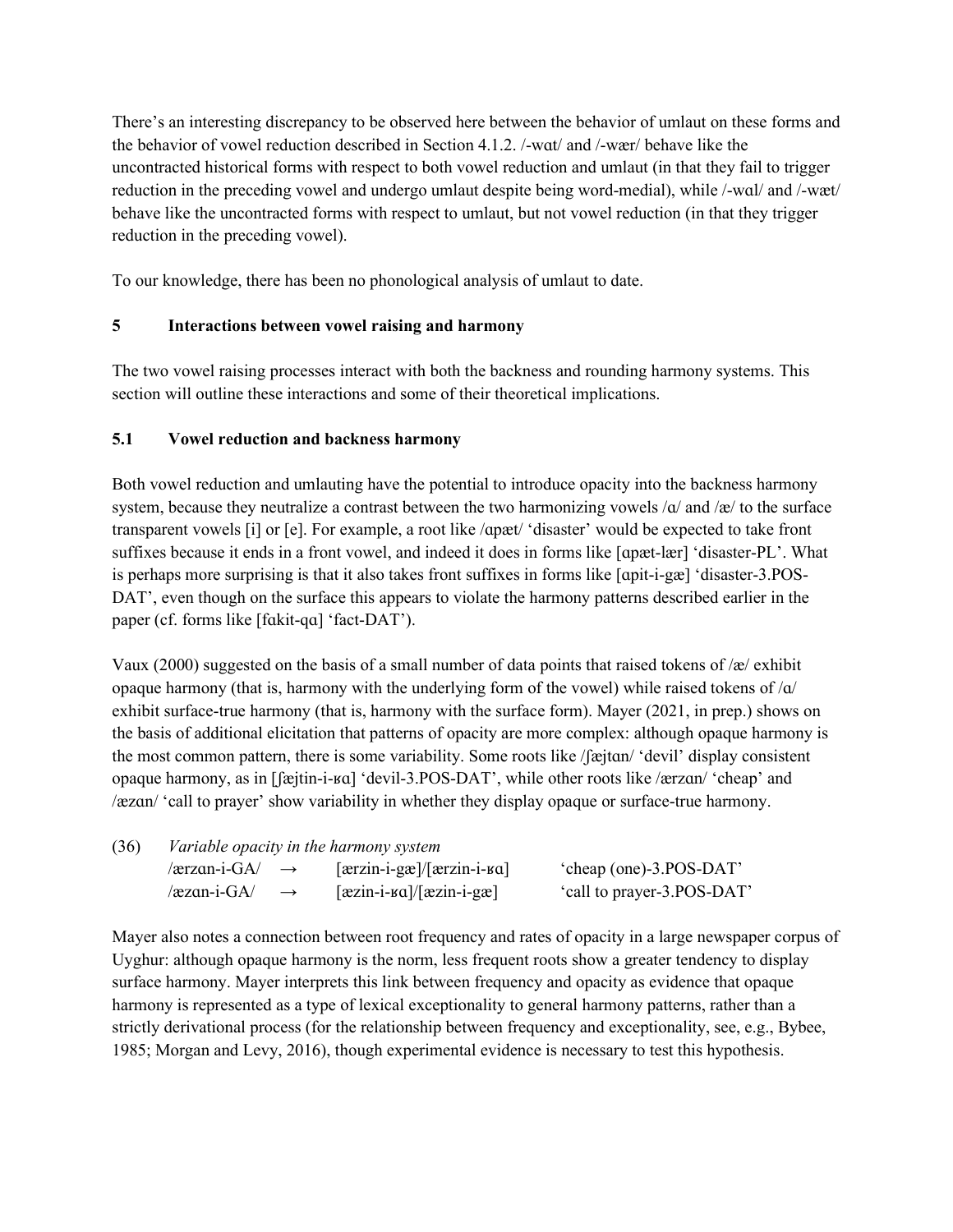There's an interesting discrepancy to be observed here between the behavior of umlaut on these forms and the behavior of vowel reduction described in Section 4.1.2. /-wɑt/ and /-wær/ behave like the uncontracted historical forms with respect to both vowel reduction and umlaut (in that they fail to trigger reduction in the preceding vowel and undergo umlaut despite being word-medial), while /-wɑl/ and /-wæt/ behave like the uncontracted forms with respect to umlaut, but not vowel reduction (in that they trigger reduction in the preceding vowel).

To our knowledge, there has been no phonological analysis of umlaut to date.

## 5 Interactions between vowel raising and harmony

The two vowel raising processes interact with both the backness and rounding harmony systems. This section will outline these interactions and some of their theoretical implications.

### 5.1 Vowel reduction and backness harmony

Both vowel reduction and umlauting have the potential to introduce opacity into the backness harmony system, because they neutralize a contrast between the two harmonizing vowels /ɑ/ and /æ/ to the surface transparent vowels [i] or [e]. For example, a root like /ɑpæt/ 'disaster' would be expected to take front suffixes because it ends in a front vowel, and indeed it does in forms like [ɑpæt-lær] 'disaster-PL'. What is perhaps more surprising is that it also takes front suffixes in forms like [ɑpit-i-gæ] 'disaster-3.POS-DAT', even though on the surface this appears to violate the harmony patterns described earlier in the paper (cf. forms like [fɑkit-qɑ] 'fact-DAT').

Vaux (2000) suggested on the basis of a small number of data points that raised tokens of /æ/ exhibit opaque harmony (that is, harmony with the underlying form of the vowel) while raised tokens of /ɑ/ exhibit surface-true harmony (that is, harmony with the surface form). Mayer (2021, in prep.) shows on the basis of additional elicitation that patterns of opacity are more complex: although opaque harmony is the most common pattern, there is some variability. Some roots like /ʃæjtɑn/ 'devil' display consistent opaque harmony, as in [ʃæjtin-i-ʁɑ] 'devil-3.POS-DAT', while other roots like /ærzɑn/ 'cheap' and /æzɑn/ 'call to prayer' show variability in whether they display opaque or surface-true harmony.

(36) *Variable opacity in the harmony system*

| | | | |
|---|---|---|---|
| /ærzɑn-i-GA/ | → | [ærzin-i-gæ]/[ærzin-i-ʁɑ] | 'cheap (one)-3.POS-DAT' |
| /æzɑn-i-GA/ | → | [æzin-i-ʁɑ]/[æzin-i-gæ] | 'call to prayer-3.POS-DAT' |

Mayer also notes a connection between root frequency and rates of opacity in a large newspaper corpus of Uyghur: although opaque harmony is the norm, less frequent roots show a greater tendency to display surface harmony. Mayer interprets this link between frequency and opacity as evidence that opaque harmony is represented as a type of lexical exceptionality to general harmony patterns, rather than a strictly derivational process (for the relationship between frequency and exceptionality, see, e.g., Bybee, 1985; Morgan and Levy, 2016), though experimental evidence is necessary to test this hypothesis.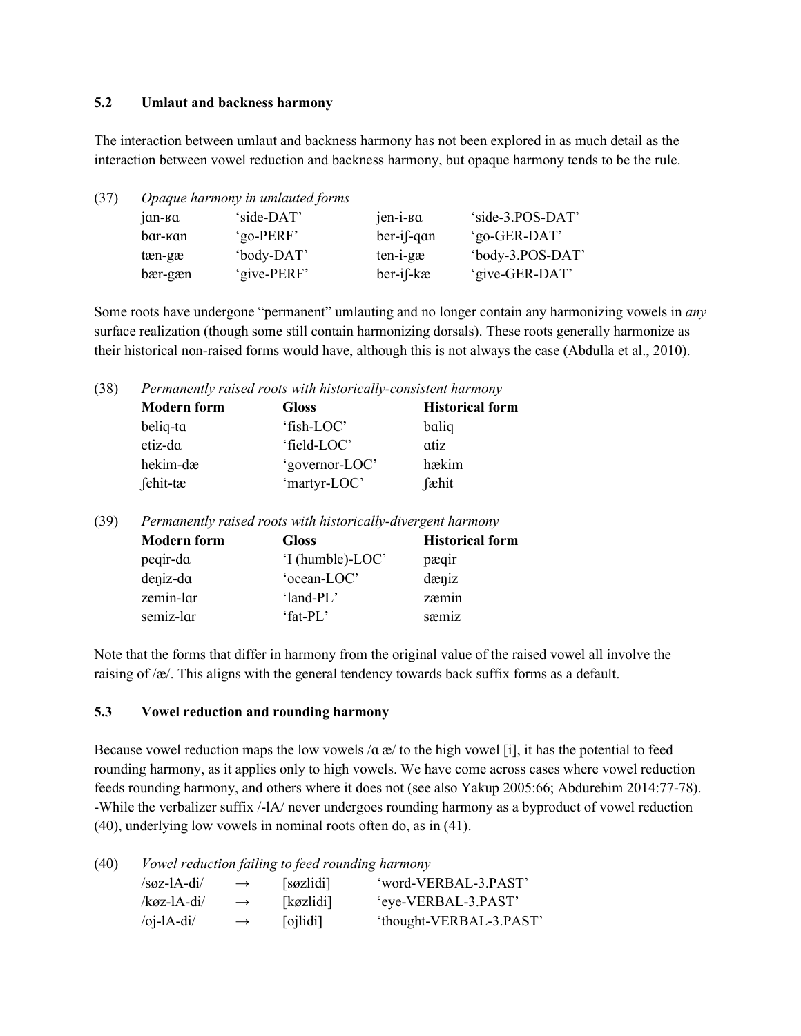### 5.2 Umlaut and backness harmony

The interaction between umlaut and backness harmony has not been explored in as much detail as the interaction between vowel reduction and backness harmony, but opaque harmony tends to be the rule.

(37) *Opaque harmony in umlauted forms*

| | | | |
|---|---|---|---|
| jɑn-ʁɑ | 'side-DAT' | jen-i-ʁɑ | 'side-3.POS-DAT' |
| bɑr-ʁɑn | 'go-PERF' | ber-iʃ-qɑn | 'go-GER-DAT' |
| tæn-gæ | 'body-DAT' | ten-i-gæ | 'body-3.POS-DAT' |
| bær-gæn | 'give-PERF' | ber-iʃ-kæ | 'give-GER-DAT' |

Some roots have undergone "permanent" umlauting and no longer contain any harmonizing vowels in *any* surface realization (though some still contain harmonizing dorsals). These roots generally harmonize as their historical non-raised forms would have, although this is not always the case (Abdulla et al., 2010).

(38) *Permanently raised roots with historically-consistent harmony*

| **Modern form** | **Gloss** | **Historical form** |
|---|---|---|
| beliq-tɑ | 'fish-LOC' | bɑliq |
| etiz-dɑ | 'field-LOC' | ɑtiz |
| hekim-dæ | 'governor-LOC' | hækim |
| ʃehit-tæ | 'martyr-LOC' | ʃæhit |

(39) *Permanently raised roots with historically-divergent harmony*

| **Modern form** | **Gloss** | **Historical form** |
|---|---|---|
| peqir-dɑ | 'I (humble)-LOC' | pæqir |
| deŋiz-dɑ | 'ocean-LOC' | dæŋiz |
| zemin-lɑr | 'land-PL' | zæmin |
| semiz-lɑr | 'fat-PL' | sæmiz |

Note that the forms that differ in harmony from the original value of the raised vowel all involve the raising of /æ/. This aligns with the general tendency towards back suffix forms as a default.

### 5.3 Vowel reduction and rounding harmony

Because vowel reduction maps the low vowels /ɑ æ/ to the high vowel [i], it has the potential to feed rounding harmony, as it applies only to high vowels. We have come across cases where vowel reduction feeds rounding harmony, and others where it does not (see also Yakup 2005:66; Abdurehim 2014:77-78). -While the verbalizer suffix /-lA/ never undergoes rounding harmony as a byproduct of vowel reduction (40), underlying low vowels in nominal roots often do, as in (41).

(40) *Vowel reduction failing to feed rounding harmony*

| | | | |
|---|---|---|---|
| /søz-lA-di/ | → | [søzlidi] | 'word-VERBAL-3.PAST' |
| /køz-lA-di/ | → | [køzlidi] | 'eye-VERBAL-3.PAST' |
| /oj-lA-di/ | → | [ojlidi] | 'thought-VERBAL-3.PAST' |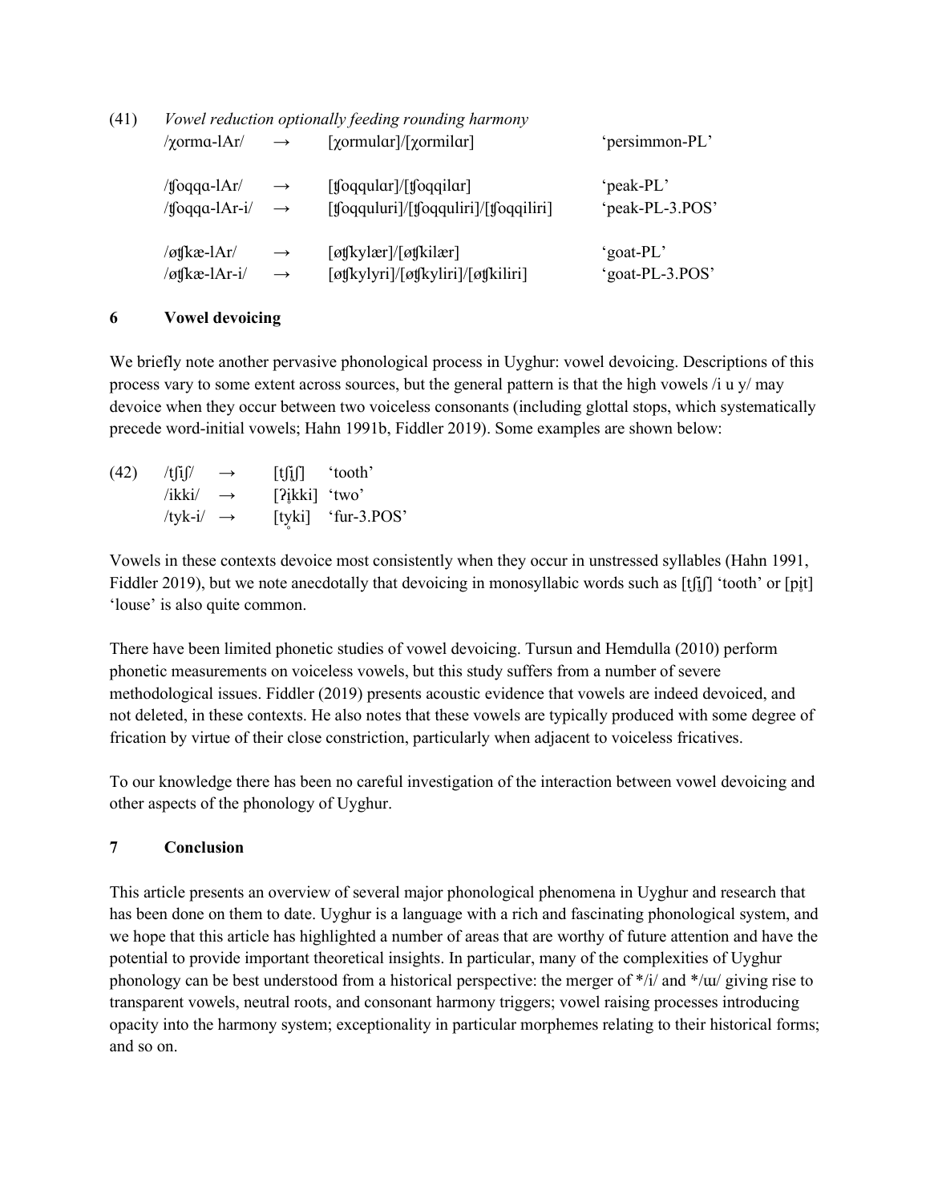(41) *Vowel reduction optionally feeding rounding harmony*

| | | | |
|---|---|---|---|
| /χormɑ-lAr/ | → | [χormulɑr]/[χormilɑr] | 'persimmon-PL' |
| /ʧoqqɑ-lAr/ | → | [ʧoqqulɑr]/[ʧoqqilɑr] | 'peak-PL' |
| /ʧoqqɑ-lAr-i/ | → | [ʧoqquluri]/[ʧoqquliri]/[ʧoqqiliri] | 'peak-PL-3.POS' |
| /øʧkæ-lAr/ | → | [øʧkylær]/[øʧkilær] | 'goat-PL' |
| /øʧkæ-lAr-i/ | → | [øʧkylyri]/[øʧkyliri]/[øʧkiliri] | 'goat-PL-3.POS' |

## 6 Vowel devoicing

We briefly note another pervasive phonological process in Uyghur: vowel devoicing. Descriptions of this process vary to some extent across sources, but the general pattern is that the high vowels /i u y/ may devoice when they occur between two voiceless consonants (including glottal stops, which systematically precede word-initial vowels; Hahn 1991b, Fiddler 2019). Some examples are shown below:

| | | | | |
|---|---|---|---|---|
| (42) | /tʃiʃ/ | → | [tʃi̥ʃ] | 'tooth' |
| | /ikki/ | → | [ʔi̥kki] | 'two' |
| | /tyk-i/ | → | [ty̥ki] | 'fur-3.POS' |

Vowels in these contexts devoice most consistently when they occur in unstressed syllables (Hahn 1991, Fiddler 2019), but we note anecdotally that devoicing in monosyllabic words such as [tʃi̥ʃ] 'tooth' or [pi̥t] 'louse' is also quite common.

There have been limited phonetic studies of vowel devoicing. Tursun and Hemdulla (2010) perform phonetic measurements on voiceless vowels, but this study suffers from a number of severe methodological issues. Fiddler (2019) presents acoustic evidence that vowels are indeed devoiced, and not deleted, in these contexts. He also notes that these vowels are typically produced with some degree of frication by virtue of their close constriction, particularly when adjacent to voiceless fricatives.

To our knowledge there has been no careful investigation of the interaction between vowel devoicing and other aspects of the phonology of Uyghur.

## 7 Conclusion

This article presents an overview of several major phonological phenomena in Uyghur and research that has been done on them to date. Uyghur is a language with a rich and fascinating phonological system, and we hope that this article has highlighted a number of areas that are worthy of future attention and have the potential to provide important theoretical insights. In particular, many of the complexities of Uyghur phonology can be best understood from a historical perspective: the merger of */i/ and */ɯ/ giving rise to transparent vowels, neutral roots, and consonant harmony triggers; vowel raising processes introducing opacity into the harmony system; exceptionality in particular morphemes relating to their historical forms; and so on.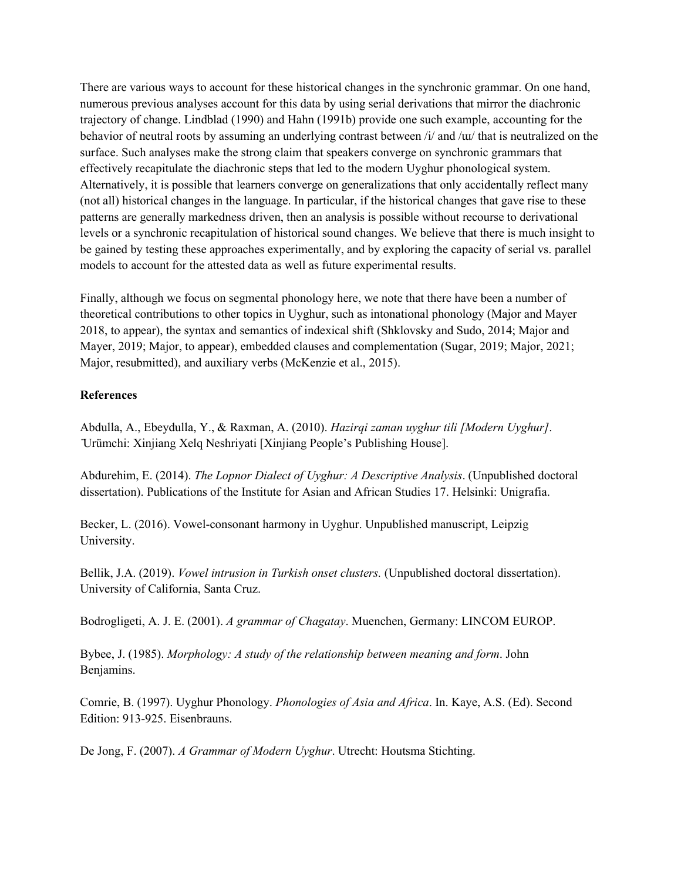There are various ways to account for these historical changes in the synchronic grammar. On one hand, numerous previous analyses account for this data by using serial derivations that mirror the diachronic trajectory of change. Lindblad (1990) and Hahn (1991b) provide one such example, accounting for the behavior of neutral roots by assuming an underlying contrast between /i/ and /ɯ/ that is neutralized on the surface. Such analyses make the strong claim that speakers converge on synchronic grammars that effectively recapitulate the diachronic steps that led to the modern Uyghur phonological system. Alternatively, it is possible that learners converge on generalizations that only accidentally reflect many (not all) historical changes in the language. In particular, if the historical changes that gave rise to these patterns are generally markedness driven, then an analysis is possible without recourse to derivational levels or a synchronic recapitulation of historical sound changes. We believe that there is much insight to be gained by testing these approaches experimentally, and by exploring the capacity of serial vs. parallel models to account for the attested data as well as future experimental results.

Finally, although we focus on segmental phonology here, we note that there have been a number of theoretical contributions to other topics in Uyghur, such as intonational phonology (Major and Mayer 2018, to appear), the syntax and semantics of indexical shift (Shklovsky and Sudo, 2014; Major and Mayer, 2019; Major, to appear), embedded clauses and complementation (Sugar, 2019; Major, 2021; Major, resubmitted), and auxiliary verbs (McKenzie et al., 2015).

**References**

Abdulla, A., Ebeydulla, Y., & Raxman, A. (2010). *Hazirqi zaman uyghur tili [Modern Uyghur]*. Ürümchi: Xinjiang Xelq Neshriyati [Xinjiang People's Publishing House].

Abdurehim, E. (2014). *The Lopnor Dialect of Uyghur: A Descriptive Analysis*. (Unpublished doctoral dissertation). Publications of the Institute for Asian and African Studies 17. Helsinki: Unigrafia.

Becker, L. (2016). Vowel-consonant harmony in Uyghur. Unpublished manuscript, Leipzig University.

Bellik, J.A. (2019). *Vowel intrusion in Turkish onset clusters.* (Unpublished doctoral dissertation). University of California, Santa Cruz.

Bodrogligeti, A. J. E. (2001). *A grammar of Chagatay*. Muenchen, Germany: LINCOM EUROP.

Bybee, J. (1985). *Morphology: A study of the relationship between meaning and form*. John Benjamins.

Comrie, B. (1997). Uyghur Phonology. *Phonologies of Asia and Africa*. In. Kaye, A.S. (Ed). Second Edition: 913-925. Eisenbrauns.

De Jong, F. (2007). *A Grammar of Modern Uyghur*. Utrecht: Houtsma Stichting.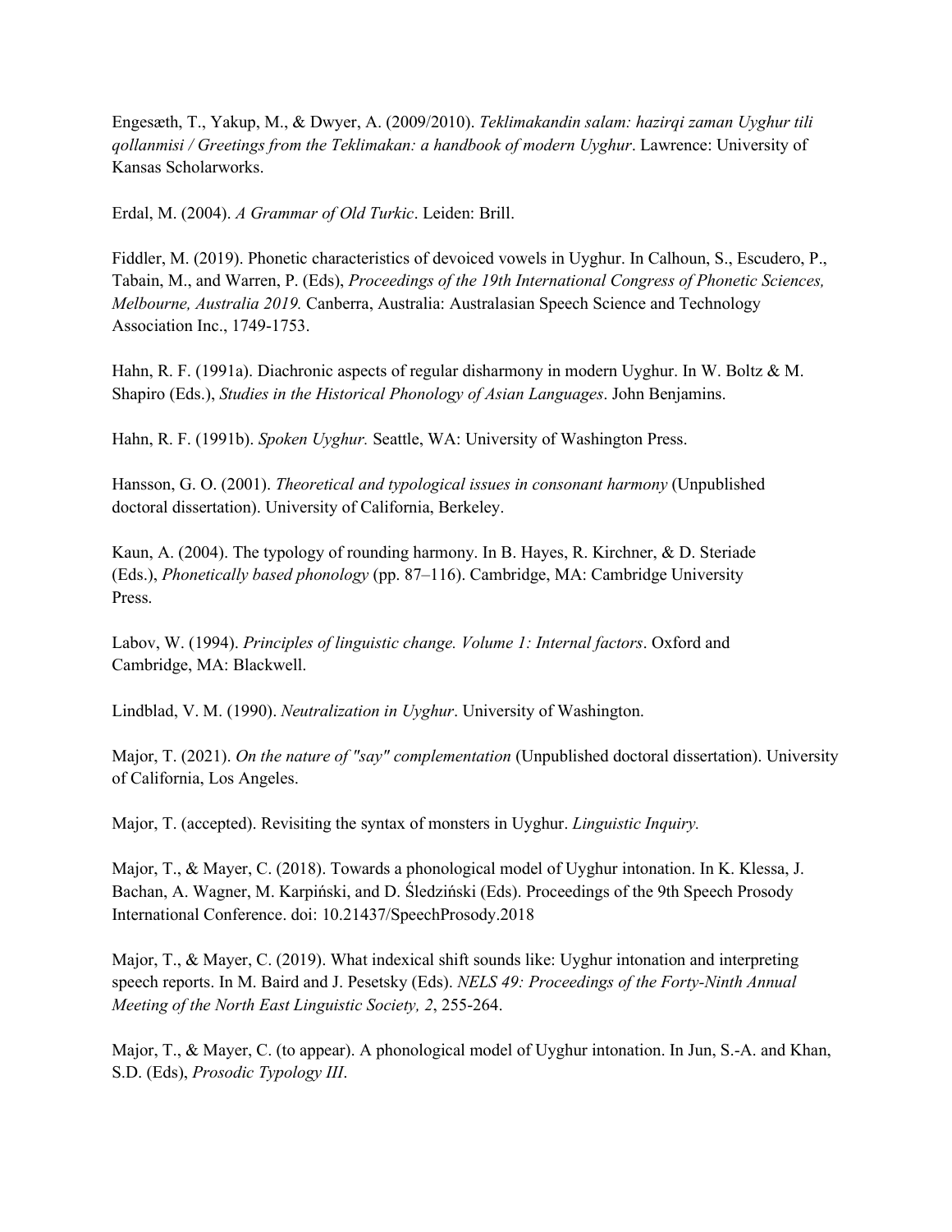Engesæth, T., Yakup, M., & Dwyer, A. (2009/2010). *Teklimakandin salam: hazirqi zaman Uyghur tili qollanmisi / Greetings from the Teklimakan: a handbook of modern Uyghur*. Lawrence: University of Kansas Scholarworks.

Erdal, M. (2004). *A Grammar of Old Turkic*. Leiden: Brill.

Fiddler, M. (2019). Phonetic characteristics of devoiced vowels in Uyghur. In Calhoun, S., Escudero, P., Tabain, M., and Warren, P. (Eds), *Proceedings of the 19th International Congress of Phonetic Sciences, Melbourne, Australia 2019.* Canberra, Australia: Australasian Speech Science and Technology Association Inc., 1749-1753.

Hahn, R. F. (1991a). Diachronic aspects of regular disharmony in modern Uyghur. In W. Boltz & M. Shapiro (Eds.), *Studies in the Historical Phonology of Asian Languages*. John Benjamins.

Hahn, R. F. (1991b). *Spoken Uyghur.* Seattle, WA: University of Washington Press.

Hansson, G. O. (2001). *Theoretical and typological issues in consonant harmony* (Unpublished doctoral dissertation). University of California, Berkeley.

Kaun, A. (2004). The typology of rounding harmony. In B. Hayes, R. Kirchner, & D. Steriade (Eds.), *Phonetically based phonology* (pp. 87–116). Cambridge, MA: Cambridge University Press.

Labov, W. (1994). *Principles of linguistic change. Volume 1: Internal factors*. Oxford and Cambridge, MA: Blackwell.

Lindblad, V. M. (1990). *Neutralization in Uyghur*. University of Washington.

Major, T. (2021). *On the nature of "say" complementation* (Unpublished doctoral dissertation). University of California, Los Angeles.

Major, T. (accepted). Revisiting the syntax of monsters in Uyghur. *Linguistic Inquiry.*

Major, T., & Mayer, C. (2018). Towards a phonological model of Uyghur intonation. In K. Klessa, J. Bachan, A. Wagner, M. Karpiński, and D. Śledziński (Eds). Proceedings of the 9th Speech Prosody International Conference. doi: 10.21437/SpeechProsody.2018

Major, T., & Mayer, C. (2019). What indexical shift sounds like: Uyghur intonation and interpreting speech reports. In M. Baird and J. Pesetsky (Eds). *NELS 49: Proceedings of the Forty-Ninth Annual Meeting of the North East Linguistic Society, 2*, 255-264.

Major, T., & Mayer, C. (to appear). A phonological model of Uyghur intonation. In Jun, S.-A. and Khan, S.D. (Eds), *Prosodic Typology III*.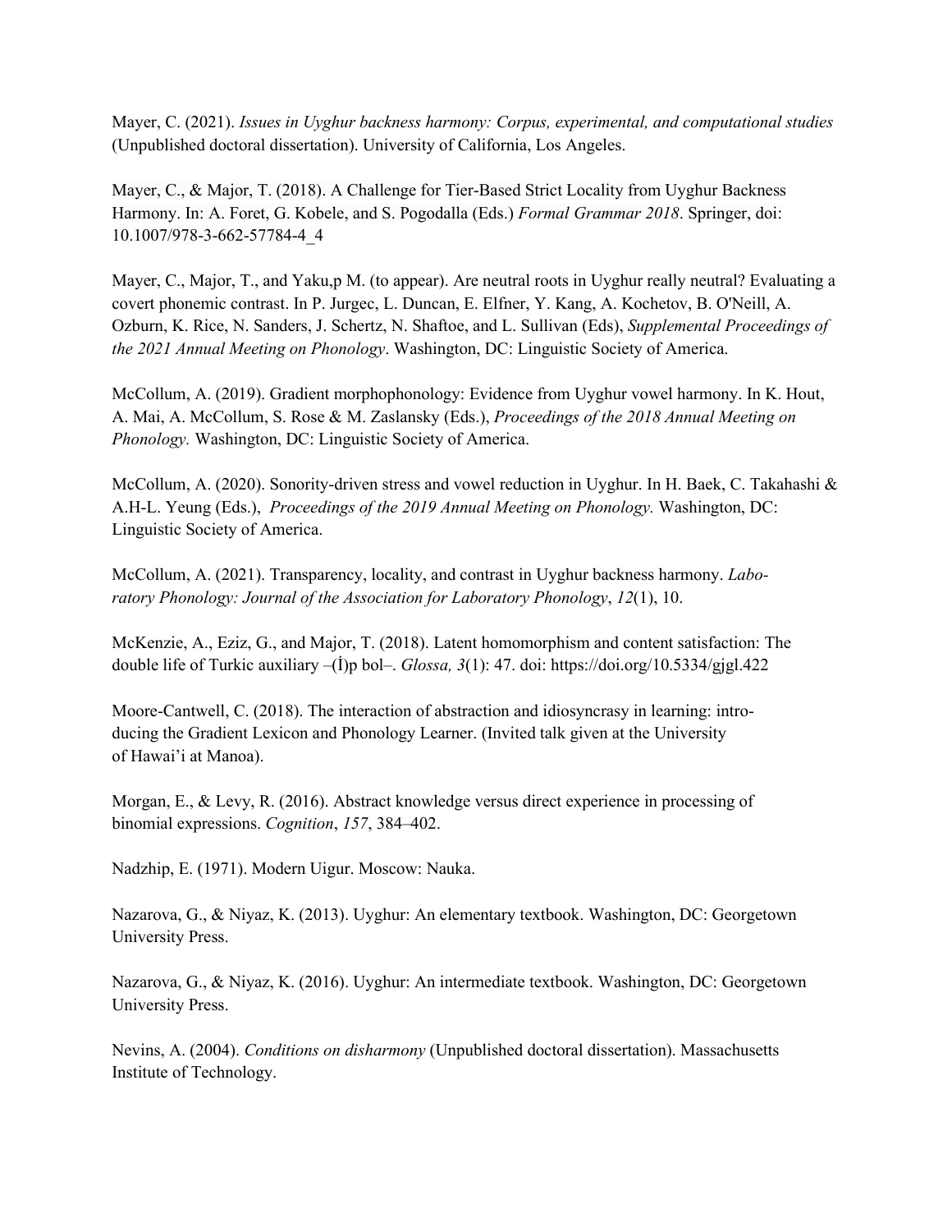Mayer, C. (2021). *Issues in Uyghur backness harmony: Corpus, experimental, and computational studies* (Unpublished doctoral dissertation). University of California, Los Angeles.

Mayer, C., & Major, T. (2018). A Challenge for Tier-Based Strict Locality from Uyghur Backness Harmony. In: A. Foret, G. Kobele, and S. Pogodalla (Eds.) *Formal Grammar 2018*. Springer, doi: 10.1007/978-3-662-57784-4_4

Mayer, C., Major, T., and Yaku,p M. (to appear). Are neutral roots in Uyghur really neutral? Evaluating a covert phonemic contrast. In P. Jurgec, L. Duncan, E. Elfner, Y. Kang, A. Kochetov, B. O'Neill, A. Ozburn, K. Rice, N. Sanders, J. Schertz, N. Shaftoe, and L. Sullivan (Eds), *Supplemental Proceedings of the 2021 Annual Meeting on Phonology*. Washington, DC: Linguistic Society of America.

McCollum, A. (2019). Gradient morphophonology: Evidence from Uyghur vowel harmony. In K. Hout, A. Mai, A. McCollum, S. Rose & M. Zaslansky (Eds.), *Proceedings of the 2018 Annual Meeting on Phonology.* Washington, DC: Linguistic Society of America.

McCollum, A. (2020). Sonority-driven stress and vowel reduction in Uyghur. In H. Baek, C. Takahashi & A.H-L. Yeung (Eds.), *Proceedings of the 2019 Annual Meeting on Phonology.* Washington, DC: Linguistic Society of America.

McCollum, A. (2021). Transparency, locality, and contrast in Uyghur backness harmony. *Laboratory Phonology: Journal of the Association for Laboratory Phonology*, *12*(1), 10.

McKenzie, A., Eziz, G., and Major, T. (2018). Latent homomorphism and content satisfaction: The double life of Turkic auxiliary –(İ)p bol–. *Glossa, 3*(1): 47. doi: https://doi.org/10.5334/gjgl.422

Moore-Cantwell, C. (2018). The interaction of abstraction and idiosyncrasy in learning: introducing the Gradient Lexicon and Phonology Learner. (Invited talk given at the University of Hawai'i at Manoa).

Morgan, E., & Levy, R. (2016). Abstract knowledge versus direct experience in processing of binomial expressions. *Cognition*, *157*, 384–402.

Nadzhip, E. (1971). Modern Uigur. Moscow: Nauka.

Nazarova, G., & Niyaz, K. (2013). Uyghur: An elementary textbook. Washington, DC: Georgetown University Press.

Nazarova, G., & Niyaz, K. (2016). Uyghur: An intermediate textbook. Washington, DC: Georgetown University Press.

Nevins, A. (2004). *Conditions on disharmony* (Unpublished doctoral dissertation). Massachusetts Institute of Technology.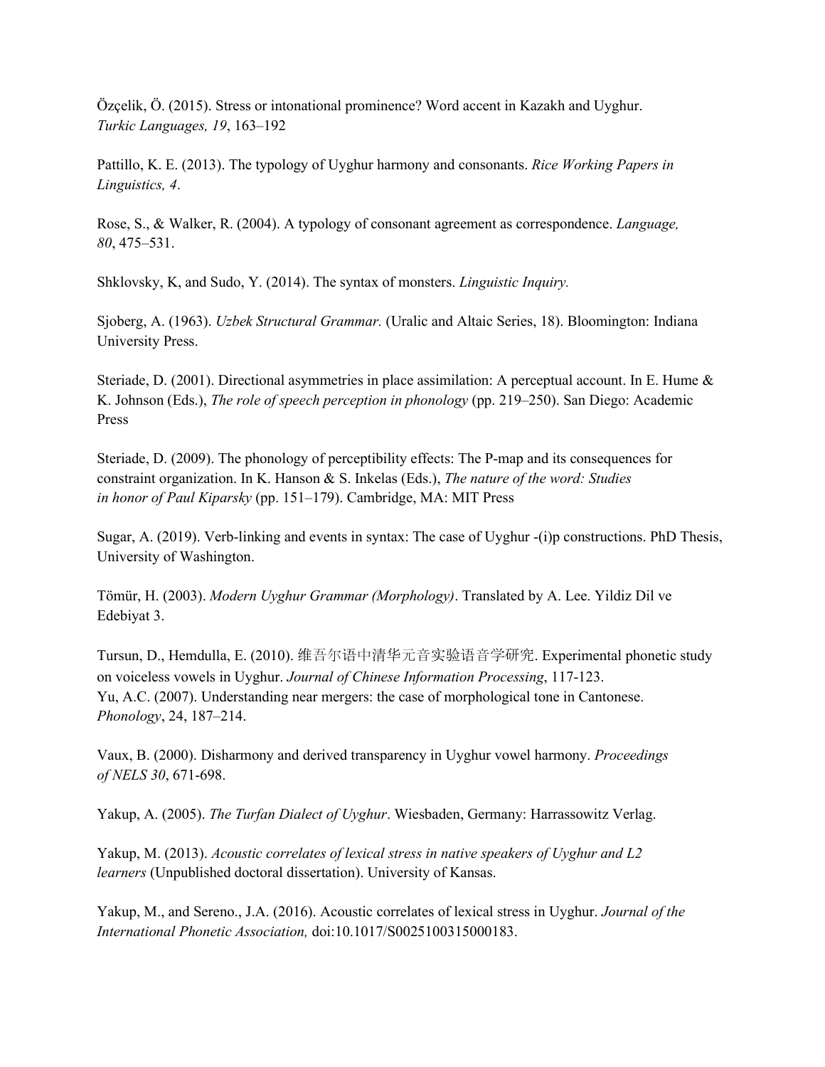Özçelik, Ö. (2015). Stress or intonational prominence? Word accent in Kazakh and Uyghur. *Turkic Languages, 19*, 163–192

Pattillo, K. E. (2013). The typology of Uyghur harmony and consonants. *Rice Working Papers in Linguistics, 4*.

Rose, S., & Walker, R. (2004). A typology of consonant agreement as correspondence. *Language, 80*, 475–531.

Shklovsky, K, and Sudo, Y. (2014). The syntax of monsters. *Linguistic Inquiry.*

Sjoberg, A. (1963). *Uzbek Structural Grammar.* (Uralic and Altaic Series, 18). Bloomington: Indiana University Press.

Steriade, D. (2001). Directional asymmetries in place assimilation: A perceptual account. In E. Hume & K. Johnson (Eds.), *The role of speech perception in phonology* (pp. 219–250). San Diego: Academic Press

Steriade, D. (2009). The phonology of perceptibility effects: The P-map and its consequences for constraint organization. In K. Hanson & S. Inkelas (Eds.), *The nature of the word: Studies in honor of Paul Kiparsky* (pp. 151–179). Cambridge, MA: MIT Press

Sugar, A. (2019). Verb-linking and events in syntax: The case of Uyghur -(i)p constructions. PhD Thesis, University of Washington.

Tömür, H. (2003). *Modern Uyghur Grammar (Morphology)*. Translated by A. Lee. Yildiz Dil ve Edebiyat 3.

Tursun, D., Hemdulla, E. (2010). 维吾尔语中清华元音实验语音学研究. Experimental phonetic study on voiceless vowels in Uyghur. *Journal of Chinese Information Processing*, 117-123.

Yu, A.C. (2007). Understanding near mergers: the case of morphological tone in Cantonese. *Phonology*, 24, 187–214.

Vaux, B. (2000). Disharmony and derived transparency in Uyghur vowel harmony. *Proceedings of NELS 30*, 671-698.

Yakup, A. (2005). *The Turfan Dialect of Uyghur*. Wiesbaden, Germany: Harrassowitz Verlag.

Yakup, M. (2013). *Acoustic correlates of lexical stress in native speakers of Uyghur and L2 learners* (Unpublished doctoral dissertation). University of Kansas.

Yakup, M., and Sereno., J.A. (2016). Acoustic correlates of lexical stress in Uyghur. *Journal of the International Phonetic Association,* doi:10.1017/S0025100315000183.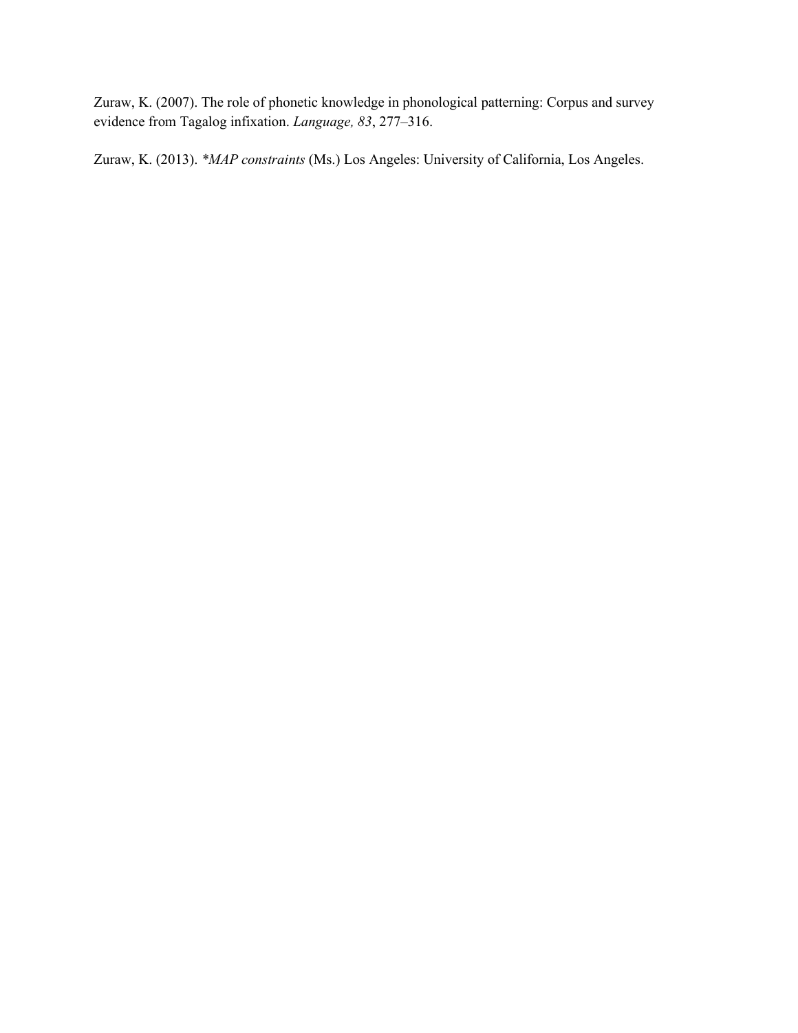Zuraw, K. (2007). The role of phonetic knowledge in phonological patterning: Corpus and survey evidence from Tagalog infixation. *Language, 83*, 277–316.

Zuraw, K. (2013). *\*MAP constraints* (Ms.) Los Angeles: University of California, Los Angeles.